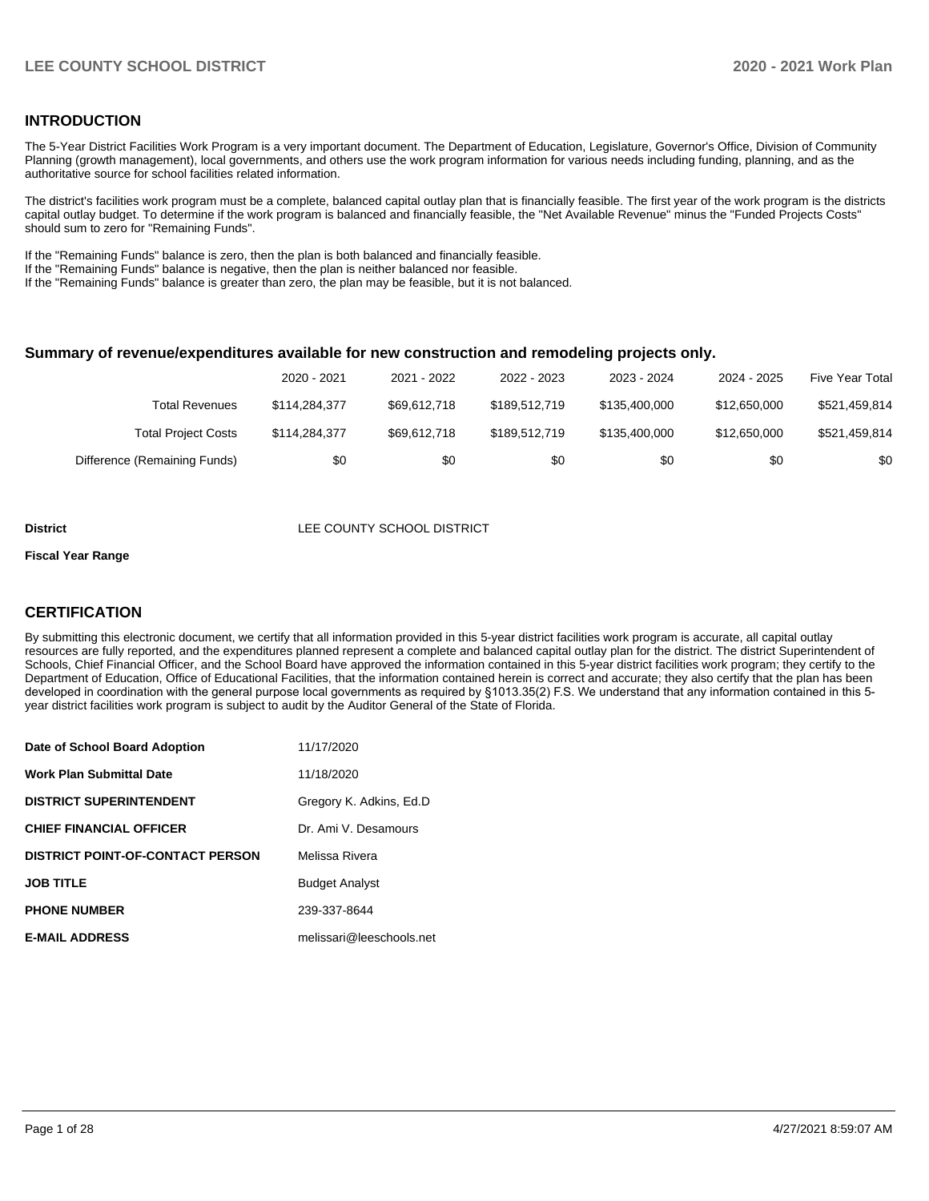## INTRODUCTION

The 5-Year District Facilities Work Program is a very important document. The Department of Education, Legislature, Governor's Office, Division of Community Planning (growth management), local governments, and others use the work program information for various needs including funding, planning, and as the authoritative source for school facilities related information.

The district's facilities work program must be a complete, balanced capital outlay plan that is financially feasible. The first year of the work program is the districts capital outlay budget. To determine if the work program is balanced and financially feasible, the "Net Available Revenue" minus the "Funded Projects Costs" should sum to zero for "Remaining Funds".

If the "Remaining Funds" balance is zero, then the plan is both balanced and financially feasible.
If the "Remaining Funds" balance is negative, then the plan is neither balanced nor feasible.
If the "Remaining Funds" balance is greater than zero, the plan may be feasible, but it is not balanced.

### Summary of revenue/expenditures available for new construction and remodeling projects only.

| | 2020 - 2021 | 2021 - 2022 | 2022 - 2023 | 2023 - 2024 | 2024 - 2025 | Five Year Total |
|---|---|---|---|---|---|---|
| Total Revenues | $114,284,377 | $69,612,718 | $189,512,719 | $135,400,000 | $12,650,000 | $521,459,814 |
| Total Project Costs | $114,284,377 | $69,612,718 | $189,512,719 | $135,400,000 | $12,650,000 | $521,459,814 |
| Difference (Remaining Funds) | $0 | $0 | $0 | $0 | $0 | $0 |

**District** LEE COUNTY SCHOOL DISTRICT

**Fiscal Year Range**

## CERTIFICATION

By submitting this electronic document, we certify that all information provided in this 5-year district facilities work program is accurate, all capital outlay resources are fully reported, and the expenditures planned represent a complete and balanced capital outlay plan for the district. The district Superintendent of Schools, Chief Financial Officer, and the School Board have approved the information contained in this 5-year district facilities work program; they certify to the Department of Education, Office of Educational Facilities, that the information contained herein is correct and accurate; they also certify that the plan has been developed in coordination with the general purpose local governments as required by §1013.35(2) F.S. We understand that any information contained in this 5-year district facilities work program is subject to audit by the Auditor General of the State of Florida.

| | |
|---|---|
| **Date of School Board Adoption** | 11/17/2020 |
| **Work Plan Submittal Date** | 11/18/2020 |
| **DISTRICT SUPERINTENDENT** | Gregory K. Adkins, Ed.D |
| **CHIEF FINANCIAL OFFICER** | Dr. Ami V. Desamours |
| **DISTRICT POINT-OF-CONTACT PERSON** | Melissa Rivera |
| **JOB TITLE** | Budget Analyst |
| **PHONE NUMBER** | 239-337-8644 |
| **E-MAIL ADDRESS** | melissari@leeschools.net |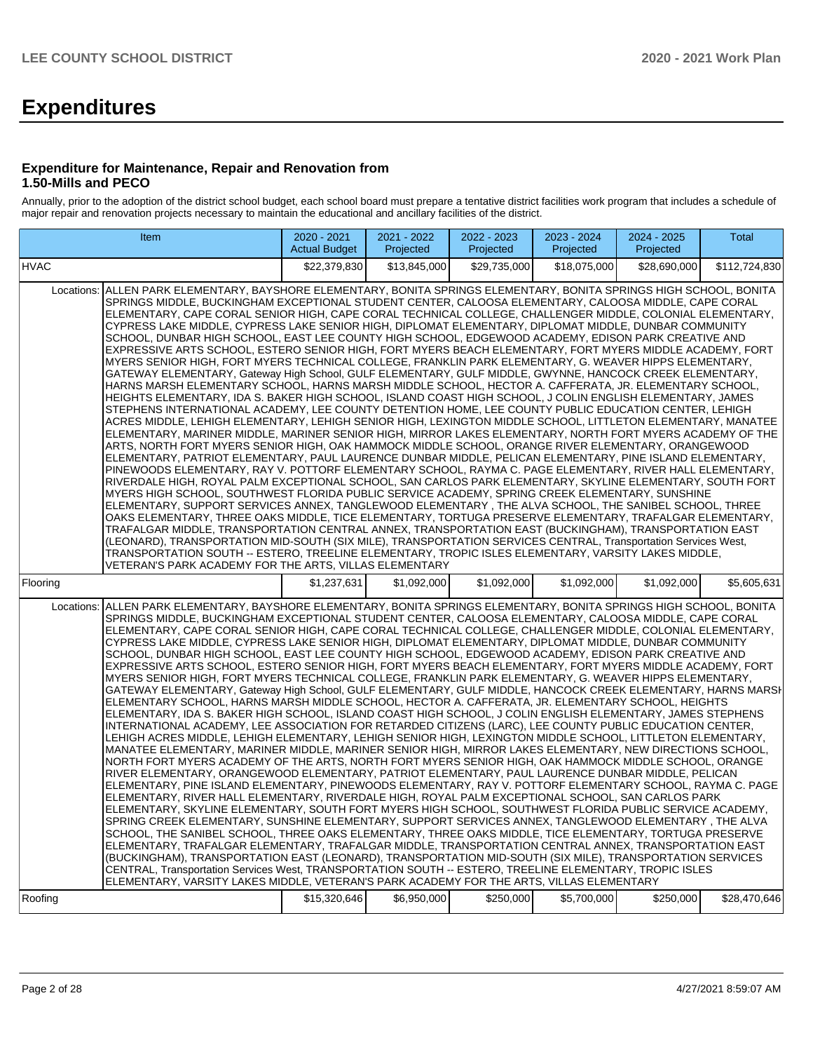# Expenditures

### Expenditure for Maintenance, Repair and Renovation from 1.50-Mills and PECO

Annually, prior to the adoption of the district school budget, each school board must prepare a tentative district facilities work program that includes a schedule of major repair and renovation projects necessary to maintain the educational and ancillary facilities of the district.

| Item | | 2020 - 2021 Actual Budget | 2021 - 2022 Projected | 2022 - 2023 Projected | 2023 - 2024 Projected | 2024 - 2025 Projected | Total |
|---|---|---|---|---|---|---|---|
| HVAC | | $22,379,830 | $13,845,000 | $29,735,000 | $18,075,000 | $28,690,000 | $112,724,830 |
| Locations: | ALLEN PARK ELEMENTARY, BAYSHORE ELEMENTARY, BONITA SPRINGS ELEMENTARY, BONITA SPRINGS HIGH SCHOOL, BONITA SPRINGS MIDDLE, BUCKINGHAM EXCEPTIONAL STUDENT CENTER, CALOOSA ELEMENTARY, CALOOSA MIDDLE, CAPE CORAL ELEMENTARY, CAPE CORAL SENIOR HIGH, CAPE CORAL TECHNICAL COLLEGE, CHALLENGER MIDDLE, COLONIAL ELEMENTARY, CYPRESS LAKE MIDDLE, CYPRESS LAKE SENIOR HIGH, DIPLOMAT ELEMENTARY, DIPLOMAT MIDDLE, DUNBAR COMMUNITY SCHOOL, DUNBAR HIGH SCHOOL, EAST LEE COUNTY HIGH SCHOOL, EDGEWOOD ACADEMY, EDISON PARK CREATIVE AND EXPRESSIVE ARTS SCHOOL, ESTERO SENIOR HIGH, FORT MYERS BEACH ELEMENTARY, FORT MYERS MIDDLE ACADEMY, FORT MYERS SENIOR HIGH, FORT MYERS TECHNICAL COLLEGE, FRANKLIN PARK ELEMENTARY, G. WEAVER HIPPS ELEMENTARY, GATEWAY ELEMENTARY, Gateway High School, GULF ELEMENTARY, GULF MIDDLE, GWYNNE, HANCOCK CREEK ELEMENTARY, HARNS MARSH ELEMENTARY SCHOOL, HARNS MARSH MIDDLE SCHOOL, HECTOR A. CAFFERATA, JR. ELEMENTARY SCHOOL, HEIGHTS ELEMENTARY, IDA S. BAKER HIGH SCHOOL, ISLAND COAST HIGH SCHOOL, J COLIN ENGLISH ELEMENTARY, JAMES STEPHENS INTERNATIONAL ACADEMY, LEE COUNTY DETENTION HOME, LEE COUNTY PUBLIC EDUCATION CENTER, LEHIGH ACRES MIDDLE, LEHIGH ELEMENTARY, LEHIGH SENIOR HIGH, LEXINGTON MIDDLE SCHOOL, LITTLETON ELEMENTARY, MANATEE ELEMENTARY, MARINER MIDDLE, MARINER SENIOR HIGH, MIRROR LAKES ELEMENTARY, NORTH FORT MYERS ACADEMY OF THE ARTS, NORTH FORT MYERS SENIOR HIGH, OAK HAMMOCK MIDDLE SCHOOL, ORANGE RIVER ELEMENTARY, ORANGEWOOD ELEMENTARY, PATRIOT ELEMENTARY, PAUL LAURENCE DUNBAR MIDDLE, PELICAN ELEMENTARY, PINE ISLAND ELEMENTARY, PINEWOODS ELEMENTARY, RAY V. POTTORF ELEMENTARY SCHOOL, RAYMA C. PAGE ELEMENTARY, RIVER HALL ELEMENTARY, RIVERDALE HIGH, ROYAL PALM EXCEPTIONAL SCHOOL, SAN CARLOS PARK ELEMENTARY, SKYLINE ELEMENTARY, SOUTH FORT MYERS HIGH SCHOOL, SOUTHWEST FLORIDA PUBLIC SERVICE ACADEMY, SPRING CREEK ELEMENTARY, SUNSHINE ELEMENTARY, SUPPORT SERVICES ANNEX, TANGLEWOOD ELEMENTARY , THE ALVA SCHOOL, THE SANIBEL SCHOOL, THREE OAKS ELEMENTARY, THREE OAKS MIDDLE, TICE ELEMENTARY, TORTUGA PRESERVE ELEMENTARY, TRAFALGAR ELEMENTARY, TRAFALGAR MIDDLE, TRANSPORTATION CENTRAL ANNEX, TRANSPORTATION EAST (BUCKINGHAM), TRANSPORTATION EAST (LEONARD), TRANSPORTATION MID-SOUTH (SIX MILE), TRANSPORTATION SERVICES CENTRAL, Transportation Services West, TRANSPORTATION SOUTH -- ESTERO, TREELINE ELEMENTARY, TROPIC ISLES ELEMENTARY, VARSITY LAKES MIDDLE, VETERAN'S PARK ACADEMY FOR THE ARTS, VILLAS ELEMENTARY | | | | | | |
| Flooring | | $1,237,631 | $1,092,000 | $1,092,000 | $1,092,000 | $1,092,000 | $5,605,631 |
| Locations: | ALLEN PARK ELEMENTARY, BAYSHORE ELEMENTARY, BONITA SPRINGS ELEMENTARY, BONITA SPRINGS HIGH SCHOOL, BONITA SPRINGS MIDDLE, BUCKINGHAM EXCEPTIONAL STUDENT CENTER, CALOOSA ELEMENTARY, CALOOSA MIDDLE, CAPE CORAL ELEMENTARY, CAPE CORAL SENIOR HIGH, CAPE CORAL TECHNICAL COLLEGE, CHALLENGER MIDDLE, COLONIAL ELEMENTARY, CYPRESS LAKE MIDDLE, CYPRESS LAKE SENIOR HIGH, DIPLOMAT ELEMENTARY, DIPLOMAT MIDDLE, DUNBAR COMMUNITY SCHOOL, DUNBAR HIGH SCHOOL, EAST LEE COUNTY HIGH SCHOOL, EDGEWOOD ACADEMY, EDISON PARK CREATIVE AND EXPRESSIVE ARTS SCHOOL, ESTERO SENIOR HIGH, FORT MYERS BEACH ELEMENTARY, FORT MYERS MIDDLE ACADEMY, FORT MYERS SENIOR HIGH, FORT MYERS TECHNICAL COLLEGE, FRANKLIN PARK ELEMENTARY, G. WEAVER HIPPS ELEMENTARY, GATEWAY ELEMENTARY, Gateway High School, GULF ELEMENTARY, GULF MIDDLE, HANCOCK CREEK ELEMENTARY, HARNS MARSH ELEMENTARY SCHOOL, HARNS MARSH MIDDLE SCHOOL, HECTOR A. CAFFERATA, JR. ELEMENTARY SCHOOL, HEIGHTS ELEMENTARY, IDA S. BAKER HIGH SCHOOL, ISLAND COAST HIGH SCHOOL, J COLIN ENGLISH ELEMENTARY, JAMES STEPHENS INTERNATIONAL ACADEMY, LEE ASSOCIATION FOR RETARDED CITIZENS (LARC), LEE COUNTY PUBLIC EDUCATION CENTER, LEHIGH ACRES MIDDLE, LEHIGH ELEMENTARY, LEHIGH SENIOR HIGH, LEXINGTON MIDDLE SCHOOL, LITTLETON ELEMENTARY, MANATEE ELEMENTARY, MARINER MIDDLE, MARINER SENIOR HIGH, MIRROR LAKES ELEMENTARY, NEW DIRECTIONS SCHOOL, NORTH FORT MYERS ACADEMY OF THE ARTS, NORTH FORT MYERS SENIOR HIGH, OAK HAMMOCK MIDDLE SCHOOL, ORANGE RIVER ELEMENTARY, ORANGEWOOD ELEMENTARY, PATRIOT ELEMENTARY, PAUL LAURENCE DUNBAR MIDDLE, PELICAN ELEMENTARY, PINE ISLAND ELEMENTARY, PINEWOODS ELEMENTARY, RAY V. POTTORF ELEMENTARY SCHOOL, RAYMA C. PAGE ELEMENTARY, RIVER HALL ELEMENTARY, RIVERDALE HIGH, ROYAL PALM EXCEPTIONAL SCHOOL, SAN CARLOS PARK ELEMENTARY, SKYLINE ELEMENTARY, SOUTH FORT MYERS HIGH SCHOOL, SOUTHWEST FLORIDA PUBLIC SERVICE ACADEMY, SPRING CREEK ELEMENTARY, SUNSHINE ELEMENTARY, SUPPORT SERVICES ANNEX, TANGLEWOOD ELEMENTARY , THE ALVA SCHOOL, THE SANIBEL SCHOOL, THREE OAKS ELEMENTARY, THREE OAKS MIDDLE, TICE ELEMENTARY, TORTUGA PRESERVE ELEMENTARY, TRAFALGAR ELEMENTARY, TRAFALGAR MIDDLE, TRANSPORTATION CENTRAL ANNEX, TRANSPORTATION EAST (BUCKINGHAM), TRANSPORTATION EAST (LEONARD), TRANSPORTATION MID-SOUTH (SIX MILE), TRANSPORTATION SERVICES CENTRAL, Transportation Services West, TRANSPORTATION SOUTH -- ESTERO, TREELINE ELEMENTARY, TROPIC ISLES ELEMENTARY, VARSITY LAKES MIDDLE, VETERAN'S PARK ACADEMY FOR THE ARTS, VILLAS ELEMENTARY | | | | | | |
| Roofing | | $15,320,646 | $6,950,000 | $250,000 | $5,700,000 | $250,000 | $28,470,646 |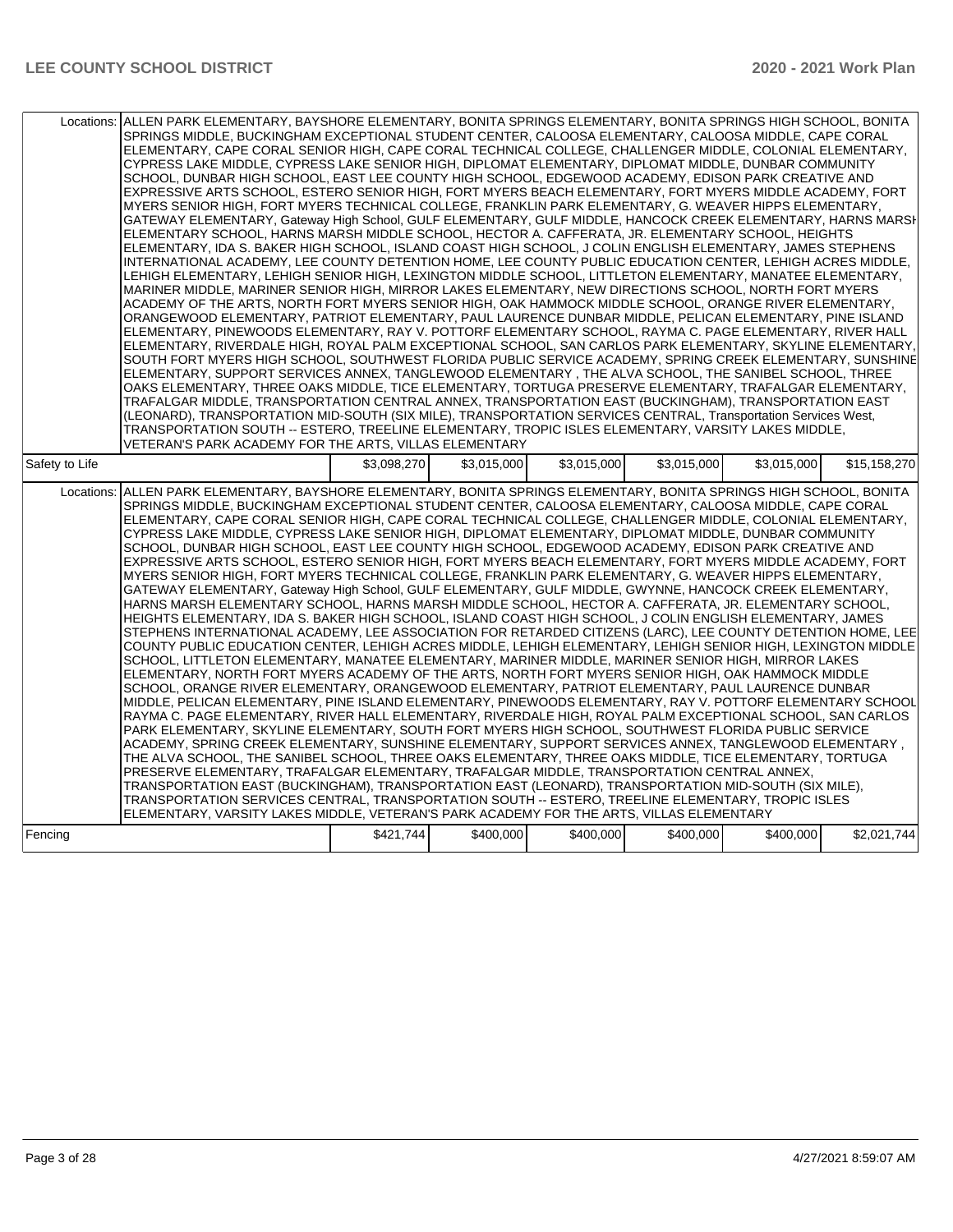| | | | | | | |
|---|---|---|---|---|---|---|
| Locations: | ALLEN PARK ELEMENTARY, BAYSHORE ELEMENTARY, BONITA SPRINGS ELEMENTARY, BONITA SPRINGS HIGH SCHOOL, BONITA SPRINGS MIDDLE, BUCKINGHAM EXCEPTIONAL STUDENT CENTER, CALOOSA ELEMENTARY, CALOOSA MIDDLE, CAPE CORAL ELEMENTARY, CAPE CORAL SENIOR HIGH, CAPE CORAL TECHNICAL COLLEGE, CHALLENGER MIDDLE, COLONIAL ELEMENTARY, CYPRESS LAKE MIDDLE, CYPRESS LAKE SENIOR HIGH, DIPLOMAT ELEMENTARY, DIPLOMAT MIDDLE, DUNBAR COMMUNITY SCHOOL, DUNBAR HIGH SCHOOL, EAST LEE COUNTY HIGH SCHOOL, EDGEWOOD ACADEMY, EDISON PARK CREATIVE AND EXPRESSIVE ARTS SCHOOL, ESTERO SENIOR HIGH, FORT MYERS BEACH ELEMENTARY, FORT MYERS MIDDLE ACADEMY, FORT MYERS SENIOR HIGH, FORT MYERS TECHNICAL COLLEGE, FRANKLIN PARK ELEMENTARY, G. WEAVER HIPPS ELEMENTARY, GATEWAY ELEMENTARY, Gateway High School, GULF ELEMENTARY, GULF MIDDLE, HANCOCK CREEK ELEMENTARY, HARNS MARSH ELEMENTARY SCHOOL, HARNS MARSH MIDDLE SCHOOL, HECTOR A. CAFFERATA, JR. ELEMENTARY SCHOOL, HEIGHTS ELEMENTARY, IDA S. BAKER HIGH SCHOOL, ISLAND COAST HIGH SCHOOL, J COLIN ENGLISH ELEMENTARY, JAMES STEPHENS INTERNATIONAL ACADEMY, LEE COUNTY DETENTION HOME, LEE COUNTY PUBLIC EDUCATION CENTER, LEHIGH ACRES MIDDLE, LEHIGH ELEMENTARY, LEHIGH SENIOR HIGH, LEXINGTON MIDDLE SCHOOL, LITTLETON ELEMENTARY, MANATEE ELEMENTARY, MARINER MIDDLE, MARINER SENIOR HIGH, MIRROR LAKES ELEMENTARY, NEW DIRECTIONS SCHOOL, NORTH FORT MYERS ACADEMY OF THE ARTS, NORTH FORT MYERS SENIOR HIGH, OAK HAMMOCK MIDDLE SCHOOL, ORANGE RIVER ELEMENTARY, ORANGEWOOD ELEMENTARY, PATRIOT ELEMENTARY, PAUL LAURENCE DUNBAR MIDDLE, PELICAN ELEMENTARY, PINE ISLAND ELEMENTARY, PINEWOODS ELEMENTARY, RAY V. POTTORF ELEMENTARY SCHOOL, RAYMA C. PAGE ELEMENTARY, RIVER HALL ELEMENTARY, RIVERDALE HIGH, ROYAL PALM EXCEPTIONAL SCHOOL, SAN CARLOS PARK ELEMENTARY, SKYLINE ELEMENTARY, SOUTH FORT MYERS HIGH SCHOOL, SOUTHWEST FLORIDA PUBLIC SERVICE ACADEMY, SPRING CREEK ELEMENTARY, SUNSHINE ELEMENTARY, SUPPORT SERVICES ANNEX, TANGLEWOOD ELEMENTARY , THE ALVA SCHOOL, THE SANIBEL SCHOOL, THREE OAKS ELEMENTARY, THREE OAKS MIDDLE, TICE ELEMENTARY, TORTUGA PRESERVE ELEMENTARY, TRAFALGAR ELEMENTARY, TRAFALGAR MIDDLE, TRANSPORTATION CENTRAL ANNEX, TRANSPORTATION EAST (BUCKINGHAM), TRANSPORTATION EAST (LEONARD), TRANSPORTATION MID-SOUTH (SIX MILE), TRANSPORTATION SERVICES CENTRAL, Transportation Services West, TRANSPORTATION SOUTH -- ESTERO, TREELINE ELEMENTARY, TROPIC ISLES ELEMENTARY, VARSITY LAKES MIDDLE, VETERAN'S PARK ACADEMY FOR THE ARTS, VILLAS ELEMENTARY | | | | | |
| Safety to Life | | $3,098,270 | $3,015,000 | $3,015,000 | $3,015,000 | $3,015,000 | $15,158,270 |
| Locations: | ALLEN PARK ELEMENTARY, BAYSHORE ELEMENTARY, BONITA SPRINGS ELEMENTARY, BONITA SPRINGS HIGH SCHOOL, BONITA SPRINGS MIDDLE, BUCKINGHAM EXCEPTIONAL STUDENT CENTER, CALOOSA ELEMENTARY, CALOOSA MIDDLE, CAPE CORAL ELEMENTARY, CAPE CORAL SENIOR HIGH, CAPE CORAL TECHNICAL COLLEGE, CHALLENGER MIDDLE, COLONIAL ELEMENTARY, CYPRESS LAKE MIDDLE, CYPRESS LAKE SENIOR HIGH, DIPLOMAT ELEMENTARY, DIPLOMAT MIDDLE, DUNBAR COMMUNITY SCHOOL, DUNBAR HIGH SCHOOL, EAST LEE COUNTY HIGH SCHOOL, EDGEWOOD ACADEMY, EDISON PARK CREATIVE AND EXPRESSIVE ARTS SCHOOL, ESTERO SENIOR HIGH, FORT MYERS BEACH ELEMENTARY, FORT MYERS MIDDLE ACADEMY, FORT MYERS SENIOR HIGH, FORT MYERS TECHNICAL COLLEGE, FRANKLIN PARK ELEMENTARY, G. WEAVER HIPPS ELEMENTARY, GATEWAY ELEMENTARY, Gateway High School, GULF ELEMENTARY, GULF MIDDLE, GWYNNE, HANCOCK CREEK ELEMENTARY, HARNS MARSH ELEMENTARY SCHOOL, HARNS MARSH MIDDLE SCHOOL, HECTOR A. CAFFERATA, JR. ELEMENTARY SCHOOL, HEIGHTS ELEMENTARY, IDA S. BAKER HIGH SCHOOL, ISLAND COAST HIGH SCHOOL, J COLIN ENGLISH ELEMENTARY, JAMES STEPHENS INTERNATIONAL ACADEMY, LEE ASSOCIATION FOR RETARDED CITIZENS (LARC), LEE COUNTY DETENTION HOME, LEE COUNTY PUBLIC EDUCATION CENTER, LEHIGH ACRES MIDDLE, LEHIGH ELEMENTARY, LEHIGH SENIOR HIGH, LEXINGTON MIDDLE SCHOOL, LITTLETON ELEMENTARY, MANATEE ELEMENTARY, MARINER MIDDLE, MARINER SENIOR HIGH, MIRROR LAKES ELEMENTARY, NORTH FORT MYERS ACADEMY OF THE ARTS, NORTH FORT MYERS SENIOR HIGH, OAK HAMMOCK MIDDLE SCHOOL, ORANGE RIVER ELEMENTARY, ORANGEWOOD ELEMENTARY, PATRIOT ELEMENTARY, PAUL LAURENCE DUNBAR MIDDLE, PELICAN ELEMENTARY, PINE ISLAND ELEMENTARY, PINEWOODS ELEMENTARY, RAY V. POTTORF ELEMENTARY SCHOOL RAYMA C. PAGE ELEMENTARY, RIVER HALL ELEMENTARY, RIVERDALE HIGH, ROYAL PALM EXCEPTIONAL SCHOOL, SAN CARLOS PARK ELEMENTARY, SKYLINE ELEMENTARY, SOUTH FORT MYERS HIGH SCHOOL, SOUTHWEST FLORIDA PUBLIC SERVICE ACADEMY, SPRING CREEK ELEMENTARY, SUNSHINE ELEMENTARY, SUPPORT SERVICES ANNEX, TANGLEWOOD ELEMENTARY , THE ALVA SCHOOL, THE SANIBEL SCHOOL, THREE OAKS ELEMENTARY, THREE OAKS MIDDLE, TICE ELEMENTARY, TORTUGA PRESERVE ELEMENTARY, TRAFALGAR ELEMENTARY, TRAFALGAR MIDDLE, TRANSPORTATION CENTRAL ANNEX, TRANSPORTATION EAST (BUCKINGHAM), TRANSPORTATION EAST (LEONARD), TRANSPORTATION MID-SOUTH (SIX MILE), TRANSPORTATION SERVICES CENTRAL, TRANSPORTATION SOUTH -- ESTERO, TREELINE ELEMENTARY, TROPIC ISLES ELEMENTARY, VARSITY LAKES MIDDLE, VETERAN'S PARK ACADEMY FOR THE ARTS, VILLAS ELEMENTARY | | | | | |
| Fencing | | $421,744 | $400,000 | $400,000 | $400,000 | $400,000 | $2,021,744 |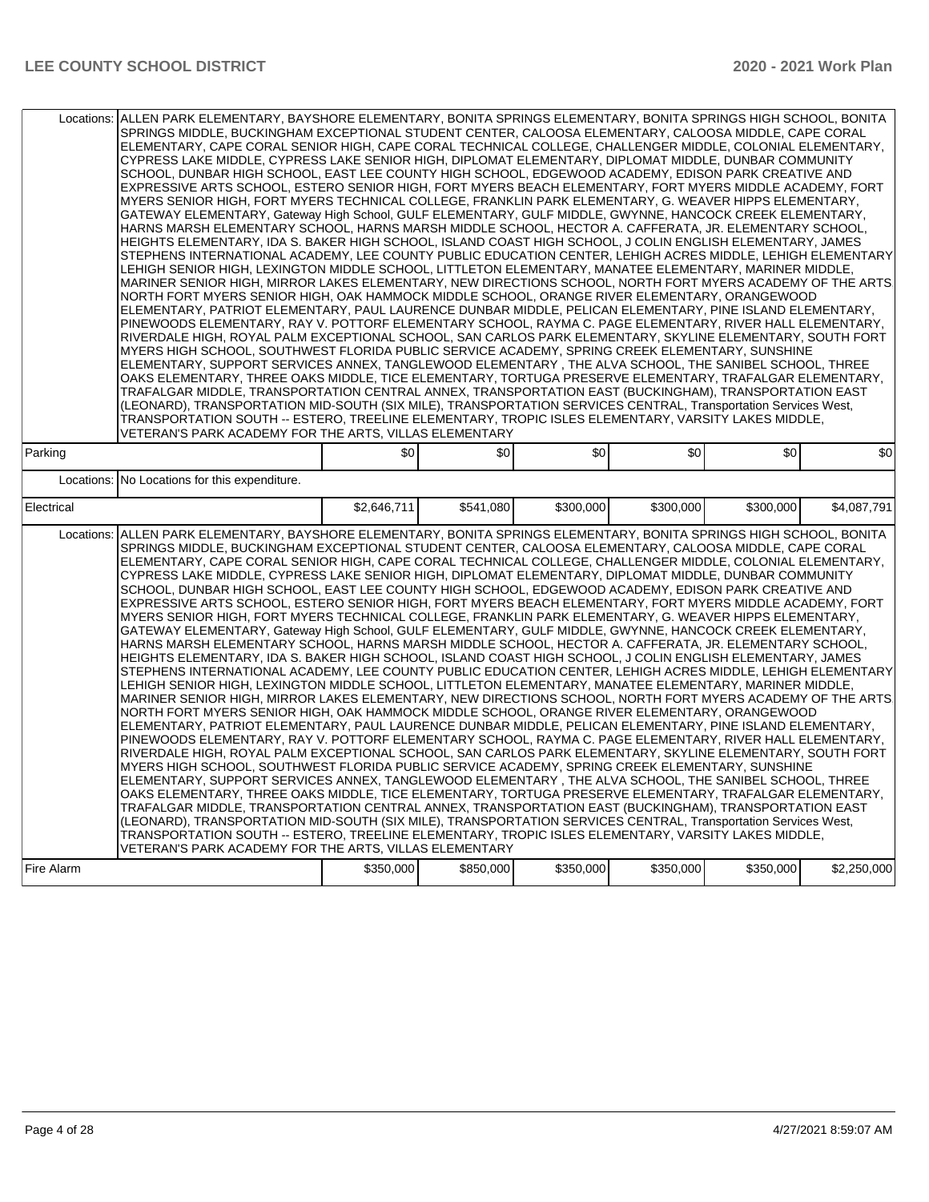| | | | | | | |
|---|---|---|---|---|---|---|
| Locations: | ALLEN PARK ELEMENTARY, BAYSHORE ELEMENTARY, BONITA SPRINGS ELEMENTARY, BONITA SPRINGS HIGH SCHOOL, BONITA SPRINGS MIDDLE, BUCKINGHAM EXCEPTIONAL STUDENT CENTER, CALOOSA ELEMENTARY, CALOOSA MIDDLE, CAPE CORAL ELEMENTARY, CAPE CORAL SENIOR HIGH, CAPE CORAL TECHNICAL COLLEGE, CHALLENGER MIDDLE, COLONIAL ELEMENTARY, CYPRESS LAKE MIDDLE, CYPRESS LAKE SENIOR HIGH, DIPLOMAT ELEMENTARY, DIPLOMAT MIDDLE, DUNBAR COMMUNITY SCHOOL, DUNBAR HIGH SCHOOL, EAST LEE COUNTY HIGH SCHOOL, EDGEWOOD ACADEMY, EDISON PARK CREATIVE AND EXPRESSIVE ARTS SCHOOL, ESTERO SENIOR HIGH, FORT MYERS BEACH ELEMENTARY, FORT MYERS MIDDLE ACADEMY, FORT MYERS SENIOR HIGH, FORT MYERS TECHNICAL COLLEGE, FRANKLIN PARK ELEMENTARY, G. WEAVER HIPPS ELEMENTARY, GATEWAY ELEMENTARY, Gateway High School, GULF ELEMENTARY, GULF MIDDLE, GWYNNE, HANCOCK CREEK ELEMENTARY, HARNS MARSH ELEMENTARY SCHOOL, HARNS MARSH MIDDLE SCHOOL, HECTOR A. CAFFERATA, JR. ELEMENTARY SCHOOL, HEIGHTS ELEMENTARY, IDA S. BAKER HIGH SCHOOL, ISLAND COAST HIGH SCHOOL, J COLIN ENGLISH ELEMENTARY, JAMES STEPHENS INTERNATIONAL ACADEMY, LEE COUNTY PUBLIC EDUCATION CENTER, LEHIGH ACRES MIDDLE, LEHIGH ELEMENTARY, LEHIGH SENIOR HIGH, LEXINGTON MIDDLE SCHOOL, LITTLETON ELEMENTARY, MANATEE ELEMENTARY, MARINER MIDDLE, MARINER SENIOR HIGH, MIRROR LAKES ELEMENTARY, NEW DIRECTIONS SCHOOL, NORTH FORT MYERS ACADEMY OF THE ARTS, NORTH FORT MYERS SENIOR HIGH, OAK HAMMOCK MIDDLE SCHOOL, ORANGE RIVER ELEMENTARY, ORANGEWOOD ELEMENTARY, PATRIOT ELEMENTARY, PAUL LAURENCE DUNBAR MIDDLE, PELICAN ELEMENTARY, PINE ISLAND ELEMENTARY, PINEWOODS ELEMENTARY, RAY V. POTTORF ELEMENTARY SCHOOL, RAYMA C. PAGE ELEMENTARY, RIVER HALL ELEMENTARY, RIVERDALE HIGH, ROYAL PALM EXCEPTIONAL SCHOOL, SAN CARLOS PARK ELEMENTARY, SKYLINE ELEMENTARY, SOUTH FORT MYERS HIGH SCHOOL, SOUTHWEST FLORIDA PUBLIC SERVICE ACADEMY, SPRING CREEK ELEMENTARY, SUNSHINE ELEMENTARY, SUPPORT SERVICES ANNEX, TANGLEWOOD ELEMENTARY , THE ALVA SCHOOL, THE SANIBEL SCHOOL, THREE OAKS ELEMENTARY, THREE OAKS MIDDLE, TICE ELEMENTARY, TORTUGA PRESERVE ELEMENTARY, TRAFALGAR ELEMENTARY, TRAFALGAR MIDDLE, TRANSPORTATION CENTRAL ANNEX, TRANSPORTATION EAST (BUCKINGHAM), TRANSPORTATION EAST (LEONARD), TRANSPORTATION MID-SOUTH (SIX MILE), TRANSPORTATION SERVICES CENTRAL, Transportation Services West, TRANSPORTATION SOUTH -- ESTERO, TREELINE ELEMENTARY, TROPIC ISLES ELEMENTARY, VARSITY LAKES MIDDLE, VETERAN'S PARK ACADEMY FOR THE ARTS, VILLAS ELEMENTARY | | | | | |
| Parking | | $0 | $0 | $0 | $0 | $0 | $0 |
| Locations: | No Locations for this expenditure. | | | | | |
| Electrical | | $2,646,711 | $541,080 | $300,000 | $300,000 | $300,000 | $4,087,791 |
| Locations: | ALLEN PARK ELEMENTARY, BAYSHORE ELEMENTARY, BONITA SPRINGS ELEMENTARY, BONITA SPRINGS HIGH SCHOOL, BONITA SPRINGS MIDDLE, BUCKINGHAM EXCEPTIONAL STUDENT CENTER, CALOOSA ELEMENTARY, CALOOSA MIDDLE, CAPE CORAL ELEMENTARY, CAPE CORAL SENIOR HIGH, CAPE CORAL TECHNICAL COLLEGE, CHALLENGER MIDDLE, COLONIAL ELEMENTARY, CYPRESS LAKE MIDDLE, CYPRESS LAKE SENIOR HIGH, DIPLOMAT ELEMENTARY, DIPLOMAT MIDDLE, DUNBAR COMMUNITY SCHOOL, DUNBAR HIGH SCHOOL, EAST LEE COUNTY HIGH SCHOOL, EDGEWOOD ACADEMY, EDISON PARK CREATIVE AND EXPRESSIVE ARTS SCHOOL, ESTERO SENIOR HIGH, FORT MYERS BEACH ELEMENTARY, FORT MYERS MIDDLE ACADEMY, FORT MYERS SENIOR HIGH, FORT MYERS TECHNICAL COLLEGE, FRANKLIN PARK ELEMENTARY, G. WEAVER HIPPS ELEMENTARY, GATEWAY ELEMENTARY, Gateway High School, GULF ELEMENTARY, GULF MIDDLE, GWYNNE, HANCOCK CREEK ELEMENTARY, HARNS MARSH ELEMENTARY SCHOOL, HARNS MARSH MIDDLE SCHOOL, HECTOR A. CAFFERATA, JR. ELEMENTARY SCHOOL, HEIGHTS ELEMENTARY, IDA S. BAKER HIGH SCHOOL, ISLAND COAST HIGH SCHOOL, J COLIN ENGLISH ELEMENTARY, JAMES STEPHENS INTERNATIONAL ACADEMY, LEE COUNTY PUBLIC EDUCATION CENTER, LEHIGH ACRES MIDDLE, LEHIGH ELEMENTARY, LEHIGH SENIOR HIGH, LEXINGTON MIDDLE SCHOOL, LITTLETON ELEMENTARY, MANATEE ELEMENTARY, MARINER MIDDLE, MARINER SENIOR HIGH, MIRROR LAKES ELEMENTARY, NEW DIRECTIONS SCHOOL, NORTH FORT MYERS ACADEMY OF THE ARTS, NORTH FORT MYERS SENIOR HIGH, OAK HAMMOCK MIDDLE SCHOOL, ORANGE RIVER ELEMENTARY, ORANGEWOOD ELEMENTARY, PATRIOT ELEMENTARY, PAUL LAURENCE DUNBAR MIDDLE, PELICAN ELEMENTARY, PINE ISLAND ELEMENTARY, PINEWOODS ELEMENTARY, RAY V. POTTORF ELEMENTARY SCHOOL, RAYMA C. PAGE ELEMENTARY, RIVER HALL ELEMENTARY, RIVERDALE HIGH, ROYAL PALM EXCEPTIONAL SCHOOL, SAN CARLOS PARK ELEMENTARY, SKYLINE ELEMENTARY, SOUTH FORT MYERS HIGH SCHOOL, SOUTHWEST FLORIDA PUBLIC SERVICE ACADEMY, SPRING CREEK ELEMENTARY, SUNSHINE ELEMENTARY, SUPPORT SERVICES ANNEX, TANGLEWOOD ELEMENTARY , THE ALVA SCHOOL, THE SANIBEL SCHOOL, THREE OAKS ELEMENTARY, THREE OAKS MIDDLE, TICE ELEMENTARY, TORTUGA PRESERVE ELEMENTARY, TRAFALGAR ELEMENTARY, TRAFALGAR MIDDLE, TRANSPORTATION CENTRAL ANNEX, TRANSPORTATION EAST (BUCKINGHAM), TRANSPORTATION EAST (LEONARD), TRANSPORTATION MID-SOUTH (SIX MILE), TRANSPORTATION SERVICES CENTRAL, Transportation Services West, TRANSPORTATION SOUTH -- ESTERO, TREELINE ELEMENTARY, TROPIC ISLES ELEMENTARY, VARSITY LAKES MIDDLE, VETERAN'S PARK ACADEMY FOR THE ARTS, VILLAS ELEMENTARY | | | | | |
| Fire Alarm | | $350,000 | $850,000 | $350,000 | $350,000 | $350,000 | $2,250,000 |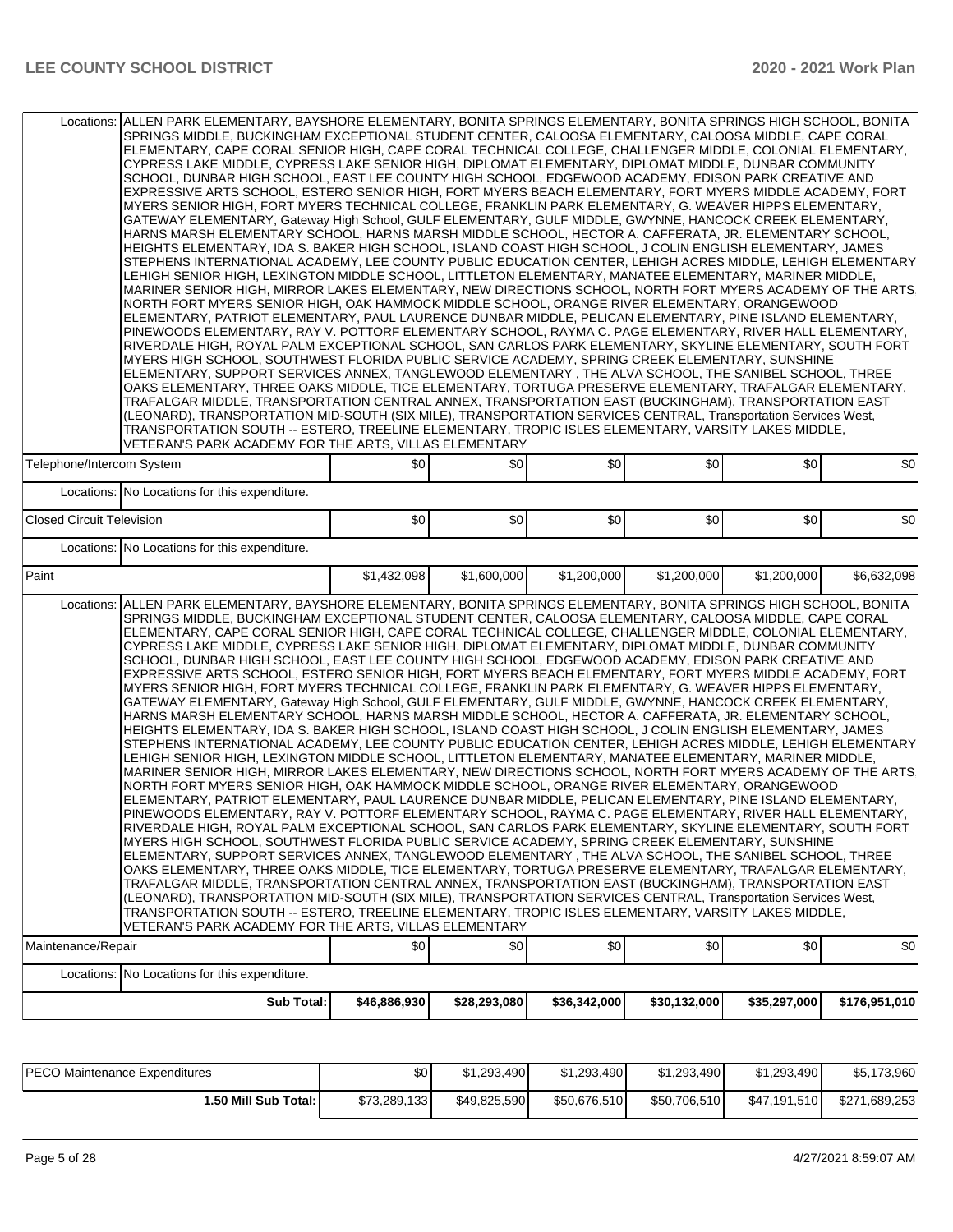| | | | | | | | |
|---|---|---|---|---|---|---|---|
| Locations: | ALLEN PARK ELEMENTARY, BAYSHORE ELEMENTARY, BONITA SPRINGS ELEMENTARY, BONITA SPRINGS HIGH SCHOOL, BONITA SPRINGS MIDDLE, BUCKINGHAM EXCEPTIONAL STUDENT CENTER, CALOOSA ELEMENTARY, CALOOSA MIDDLE, CAPE CORAL ELEMENTARY, CAPE CORAL SENIOR HIGH, CAPE CORAL TECHNICAL COLLEGE, CHALLENGER MIDDLE, COLONIAL ELEMENTARY, CYPRESS LAKE MIDDLE, CYPRESS LAKE SENIOR HIGH, DIPLOMAT ELEMENTARY, DIPLOMAT MIDDLE, DUNBAR COMMUNITY SCHOOL, DUNBAR HIGH SCHOOL, EAST LEE COUNTY HIGH SCHOOL, EDGEWOOD ACADEMY, EDISON PARK CREATIVE AND EXPRESSIVE ARTS SCHOOL, ESTERO SENIOR HIGH, FORT MYERS BEACH ELEMENTARY, FORT MYERS MIDDLE ACADEMY, FORT MYERS SENIOR HIGH, FORT MYERS TECHNICAL COLLEGE, FRANKLIN PARK ELEMENTARY, G. WEAVER HIPPS ELEMENTARY, GATEWAY ELEMENTARY, Gateway High School, GULF ELEMENTARY, GULF MIDDLE, GWYNNE, HANCOCK CREEK ELEMENTARY, HARNS MARSH ELEMENTARY SCHOOL, HARNS MARSH MIDDLE SCHOOL, HECTOR A. CAFFERATA, JR. ELEMENTARY SCHOOL, HEIGHTS ELEMENTARY, IDA S. BAKER HIGH SCHOOL, ISLAND COAST HIGH SCHOOL, J COLIN ENGLISH ELEMENTARY, JAMES STEPHENS INTERNATIONAL ACADEMY, LEE COUNTY PUBLIC EDUCATION CENTER, LEHIGH ACRES MIDDLE, LEHIGH ELEMENTARY, LEHIGH SENIOR HIGH, LEXINGTON MIDDLE SCHOOL, LITTLETON ELEMENTARY, MANATEE ELEMENTARY, MARINER MIDDLE, MARINER SENIOR HIGH, MIRROR LAKES ELEMENTARY, NEW DIRECTIONS SCHOOL, NORTH FORT MYERS ACADEMY OF THE ARTS, NORTH FORT MYERS SENIOR HIGH, OAK HAMMOCK MIDDLE SCHOOL, ORANGE RIVER ELEMENTARY, ORANGEWOOD ELEMENTARY, PATRIOT ELEMENTARY, PAUL LAURENCE DUNBAR MIDDLE, PELICAN ELEMENTARY, PINE ISLAND ELEMENTARY, PINEWOODS ELEMENTARY, RAY V. POTTORF ELEMENTARY SCHOOL, RAYMA C. PAGE ELEMENTARY, RIVER HALL ELEMENTARY, RIVERDALE HIGH, ROYAL PALM EXCEPTIONAL SCHOOL, SAN CARLOS PARK ELEMENTARY, SKYLINE ELEMENTARY, SOUTH FORT MYERS HIGH SCHOOL, SOUTHWEST FLORIDA PUBLIC SERVICE ACADEMY, SPRING CREEK ELEMENTARY, SUNSHINE ELEMENTARY, SUPPORT SERVICES ANNEX, TANGLEWOOD ELEMENTARY , THE ALVA SCHOOL, THE SANIBEL SCHOOL, THREE OAKS ELEMENTARY, THREE OAKS MIDDLE, TICE ELEMENTARY, TORTUGA PRESERVE ELEMENTARY, TRAFALGAR ELEMENTARY, TRAFALGAR MIDDLE, TRANSPORTATION CENTRAL ANNEX, TRANSPORTATION EAST (BUCKINGHAM), TRANSPORTATION EAST (LEONARD), TRANSPORTATION MID-SOUTH (SIX MILE), TRANSPORTATION SERVICES CENTRAL, Transportation Services West, TRANSPORTATION SOUTH -- ESTERO, TREELINE ELEMENTARY, TROPIC ISLES ELEMENTARY, VARSITY LAKES MIDDLE, VETERAN'S PARK ACADEMY FOR THE ARTS, VILLAS ELEMENTARY | | | | | | |
| Telephone/Intercom System | | $0 | $0 | $0 | $0 | $0 | $0 |
| Locations: | No Locations for this expenditure. | | | | | | |
| Closed Circuit Television | | $0 | $0 | $0 | $0 | $0 | $0 |
| Locations: | No Locations for this expenditure. | | | | | | |
| Paint | | $1,432,098 | $1,600,000 | $1,200,000 | $1,200,000 | $1,200,000 | $6,632,098 |
| Locations: | ALLEN PARK ELEMENTARY, BAYSHORE ELEMENTARY, BONITA SPRINGS ELEMENTARY, BONITA SPRINGS HIGH SCHOOL, BONITA SPRINGS MIDDLE, BUCKINGHAM EXCEPTIONAL STUDENT CENTER, CALOOSA ELEMENTARY, CALOOSA MIDDLE, CAPE CORAL ELEMENTARY, CAPE CORAL SENIOR HIGH, CAPE CORAL TECHNICAL COLLEGE, CHALLENGER MIDDLE, COLONIAL ELEMENTARY, CYPRESS LAKE MIDDLE, CYPRESS LAKE SENIOR HIGH, DIPLOMAT ELEMENTARY, DIPLOMAT MIDDLE, DUNBAR COMMUNITY SCHOOL, DUNBAR HIGH SCHOOL, EAST LEE COUNTY HIGH SCHOOL, EDGEWOOD ACADEMY, EDISON PARK CREATIVE AND EXPRESSIVE ARTS SCHOOL, ESTERO SENIOR HIGH, FORT MYERS BEACH ELEMENTARY, FORT MYERS MIDDLE ACADEMY, FORT MYERS SENIOR HIGH, FORT MYERS TECHNICAL COLLEGE, FRANKLIN PARK ELEMENTARY, G. WEAVER HIPPS ELEMENTARY, GATEWAY ELEMENTARY, Gateway High School, GULF ELEMENTARY, GULF MIDDLE, GWYNNE, HANCOCK CREEK ELEMENTARY, HARNS MARSH ELEMENTARY SCHOOL, HARNS MARSH MIDDLE SCHOOL, HECTOR A. CAFFERATA, JR. ELEMENTARY SCHOOL, HEIGHTS ELEMENTARY, IDA S. BAKER HIGH SCHOOL, ISLAND COAST HIGH SCHOOL, J COLIN ENGLISH ELEMENTARY, JAMES STEPHENS INTERNATIONAL ACADEMY, LEE COUNTY PUBLIC EDUCATION CENTER, LEHIGH ACRES MIDDLE, LEHIGH ELEMENTARY, LEHIGH SENIOR HIGH, LEXINGTON MIDDLE SCHOOL, LITTLETON ELEMENTARY, MANATEE ELEMENTARY, MARINER MIDDLE, MARINER SENIOR HIGH, MIRROR LAKES ELEMENTARY, NEW DIRECTIONS SCHOOL, NORTH FORT MYERS ACADEMY OF THE ARTS, NORTH FORT MYERS SENIOR HIGH, OAK HAMMOCK MIDDLE SCHOOL, ORANGE RIVER ELEMENTARY, ORANGEWOOD ELEMENTARY, PATRIOT ELEMENTARY, PAUL LAURENCE DUNBAR MIDDLE, PELICAN ELEMENTARY, PINE ISLAND ELEMENTARY, PINEWOODS ELEMENTARY, RAY V. POTTORF ELEMENTARY SCHOOL, RAYMA C. PAGE ELEMENTARY, RIVER HALL ELEMENTARY, RIVERDALE HIGH, ROYAL PALM EXCEPTIONAL SCHOOL, SAN CARLOS PARK ELEMENTARY, SKYLINE ELEMENTARY, SOUTH FORT MYERS HIGH SCHOOL, SOUTHWEST FLORIDA PUBLIC SERVICE ACADEMY, SPRING CREEK ELEMENTARY, SUNSHINE ELEMENTARY, SUPPORT SERVICES ANNEX, TANGLEWOOD ELEMENTARY , THE ALVA SCHOOL, THE SANIBEL SCHOOL, THREE OAKS ELEMENTARY, THREE OAKS MIDDLE, TICE ELEMENTARY, TORTUGA PRESERVE ELEMENTARY, TRAFALGAR ELEMENTARY, TRAFALGAR MIDDLE, TRANSPORTATION CENTRAL ANNEX, TRANSPORTATION EAST (BUCKINGHAM), TRANSPORTATION EAST (LEONARD), TRANSPORTATION MID-SOUTH (SIX MILE), TRANSPORTATION SERVICES CENTRAL, Transportation Services West, TRANSPORTATION SOUTH -- ESTERO, TREELINE ELEMENTARY, TROPIC ISLES ELEMENTARY, VARSITY LAKES MIDDLE, VETERAN'S PARK ACADEMY FOR THE ARTS, VILLAS ELEMENTARY | | | | | | |
| Maintenance/Repair | | $0 | $0 | $0 | $0 | $0 | $0 |
| Locations: | No Locations for this expenditure. | | | | | | |
| | **Sub Total:** | **$46,886,930** | **$28,293,080** | **$36,342,000** | **$30,132,000** | **$35,297,000** | **$176,951,010** |

| | | | | | | |
|---|---|---|---|---|---|---|
| PECO Maintenance Expenditures | $0 | $1,293,490 | $1,293,490 | $1,293,490 | $1,293,490 | $5,173,960 |
| **1.50 Mill Sub Total:** | $73,289,133 | $49,825,590 | $50,676,510 | $50,706,510 | $47,191,510 | $271,689,253 |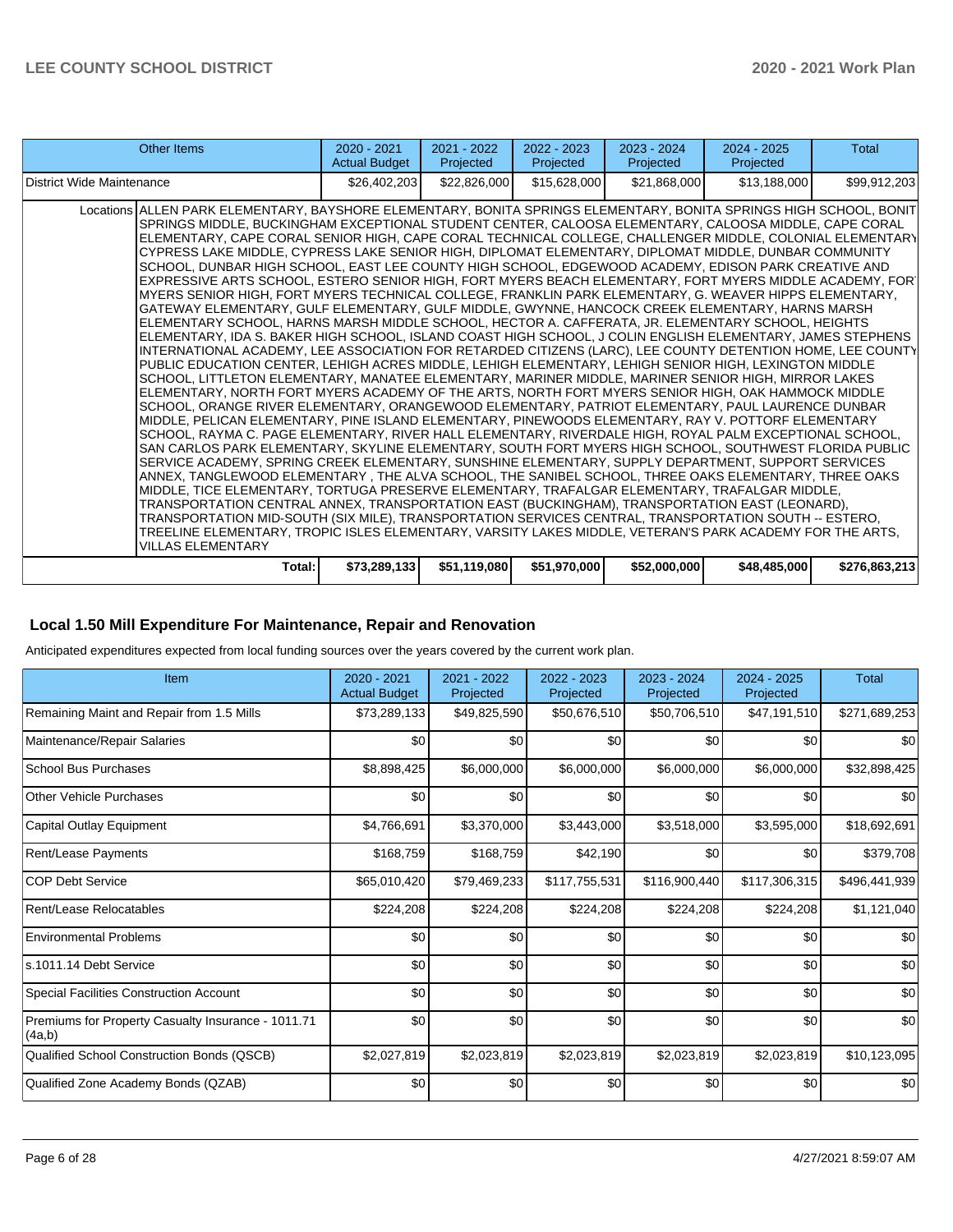| Other Items | 2020 - 2021 Actual Budget | 2021 - 2022 Projected | 2022 - 2023 Projected | 2023 - 2024 Projected | 2024 - 2025 Projected | Total |
|---|---|---|---|---|---|---|
| District Wide Maintenance | $26,402,203 | $22,826,000 | $15,628,000 | $21,868,000 | $13,188,000 | $99,912,203 |
| Locations | ALLEN PARK ELEMENTARY, BAYSHORE ELEMENTARY, BONITA SPRINGS ELEMENTARY, BONITA SPRINGS HIGH SCHOOL, BONITA SPRINGS MIDDLE, BUCKINGHAM EXCEPTIONAL STUDENT CENTER, CALOOSA ELEMENTARY, CALOOSA MIDDLE, CAPE CORAL ELEMENTARY, CAPE CORAL SENIOR HIGH, CAPE CORAL TECHNICAL COLLEGE, CHALLENGER MIDDLE, COLONIAL ELEMENTARY, CYPRESS LAKE MIDDLE, CYPRESS LAKE SENIOR HIGH, DIPLOMAT ELEMENTARY, DIPLOMAT MIDDLE, DUNBAR COMMUNITY SCHOOL, DUNBAR HIGH SCHOOL, EAST LEE COUNTY HIGH SCHOOL, EDGEWOOD ACADEMY, EDISON PARK CREATIVE AND EXPRESSIVE ARTS SCHOOL, ESTERO SENIOR HIGH, FORT MYERS BEACH ELEMENTARY, FORT MYERS MIDDLE ACADEMY, FORT MYERS SENIOR HIGH, FORT MYERS TECHNICAL COLLEGE, FRANKLIN PARK ELEMENTARY, G. WEAVER HIPPS ELEMENTARY, GATEWAY ELEMENTARY, GULF ELEMENTARY, GULF MIDDLE, GWYNNE, HANCOCK CREEK ELEMENTARY, HARNS MARSH ELEMENTARY SCHOOL, HARNS MARSH MIDDLE SCHOOL, HECTOR A. CAFFERATA, JR. ELEMENTARY SCHOOL, HEIGHTS ELEMENTARY, IDA S. BAKER HIGH SCHOOL, ISLAND COAST HIGH SCHOOL, J COLIN ENGLISH ELEMENTARY, JAMES STEPHENS INTERNATIONAL ACADEMY, LEE ASSOCIATION FOR RETARDED CITIZENS (LARC), LEE COUNTY DETENTION HOME, LEE COUNTY PUBLIC EDUCATION CENTER, LEHIGH ACRES MIDDLE, LEHIGH ELEMENTARY, LEHIGH SENIOR HIGH, LEXINGTON MIDDLE SCHOOL, LITTLETON ELEMENTARY, MANATEE ELEMENTARY, MARINER MIDDLE, MARINER SENIOR HIGH, MIRROR LAKES ELEMENTARY, NORTH FORT MYERS ACADEMY OF THE ARTS, NORTH FORT MYERS SENIOR HIGH, OAK HAMMOCK MIDDLE SCHOOL, ORANGE RIVER ELEMENTARY, ORANGEWOOD ELEMENTARY, PATRIOT ELEMENTARY, PAUL LAURENCE DUNBAR MIDDLE, PELICAN ELEMENTARY, PINE ISLAND ELEMENTARY, PINEWOODS ELEMENTARY, RAY V. POTTORF ELEMENTARY SCHOOL, RAYMA C. PAGE ELEMENTARY, RIVER HALL ELEMENTARY, RIVERDALE HIGH, ROYAL PALM EXCEPTIONAL SCHOOL, SAN CARLOS PARK ELEMENTARY, SKYLINE ELEMENTARY, SOUTH FORT MYERS HIGH SCHOOL, SOUTHWEST FLORIDA PUBLIC SERVICE ACADEMY, SPRING CREEK ELEMENTARY, SUNSHINE ELEMENTARY, SUPPLY DEPARTMENT, SUPPORT SERVICES ANNEX, TANGLEWOOD ELEMENTARY , THE ALVA SCHOOL, THE SANIBEL SCHOOL, THREE OAKS ELEMENTARY, THREE OAKS MIDDLE, TICE ELEMENTARY, TORTUGA PRESERVE ELEMENTARY, TRAFALGAR ELEMENTARY, TRAFALGAR MIDDLE, TRANSPORTATION CENTRAL ANNEX, TRANSPORTATION EAST (BUCKINGHAM), TRANSPORTATION EAST (LEONARD), TRANSPORTATION MID-SOUTH (SIX MILE), TRANSPORTATION SERVICES CENTRAL, TRANSPORTATION SOUTH -- ESTERO, TREELINE ELEMENTARY, TROPIC ISLES ELEMENTARY, VARSITY LAKES MIDDLE, VETERAN'S PARK ACADEMY FOR THE ARTS, VILLAS ELEMENTARY | | | | | |
| Total: | $73,289,133 | $51,119,080 | $51,970,000 | $52,000,000 | $48,485,000 | $276,863,213 |

## Local 1.50 Mill Expenditure For Maintenance, Repair and Renovation

Anticipated expenditures expected from local funding sources over the years covered by the current work plan.

| Item | 2020 - 2021 Actual Budget | 2021 - 2022 Projected | 2022 - 2023 Projected | 2023 - 2024 Projected | 2024 - 2025 Projected | Total |
|---|---|---|---|---|---|---|
| Remaining Maint and Repair from 1.5 Mills | $73,289,133 | $49,825,590 | $50,676,510 | $50,706,510 | $47,191,510 | $271,689,253 |
| Maintenance/Repair Salaries | $0 | $0 | $0 | $0 | $0 | $0 |
| School Bus Purchases | $8,898,425 | $6,000,000 | $6,000,000 | $6,000,000 | $6,000,000 | $32,898,425 |
| Other Vehicle Purchases | $0 | $0 | $0 | $0 | $0 | $0 |
| Capital Outlay Equipment | $4,766,691 | $3,370,000 | $3,443,000 | $3,518,000 | $3,595,000 | $18,692,691 |
| Rent/Lease Payments | $168,759 | $168,759 | $42,190 | $0 | $0 | $379,708 |
| COP Debt Service | $65,010,420 | $79,469,233 | $117,755,531 | $116,900,440 | $117,306,315 | $496,441,939 |
| Rent/Lease Relocatables | $224,208 | $224,208 | $224,208 | $224,208 | $224,208 | $1,121,040 |
| Environmental Problems | $0 | $0 | $0 | $0 | $0 | $0 |
| s.1011.14 Debt Service | $0 | $0 | $0 | $0 | $0 | $0 |
| Special Facilities Construction Account | $0 | $0 | $0 | $0 | $0 | $0 |
| Premiums for Property Casualty Insurance - 1011.71 (4a,b) | $0 | $0 | $0 | $0 | $0 | $0 |
| Qualified School Construction Bonds (QSCB) | $2,027,819 | $2,023,819 | $2,023,819 | $2,023,819 | $2,023,819 | $10,123,095 |
| Qualified Zone Academy Bonds (QZAB) | $0 | $0 | $0 | $0 | $0 | $0 |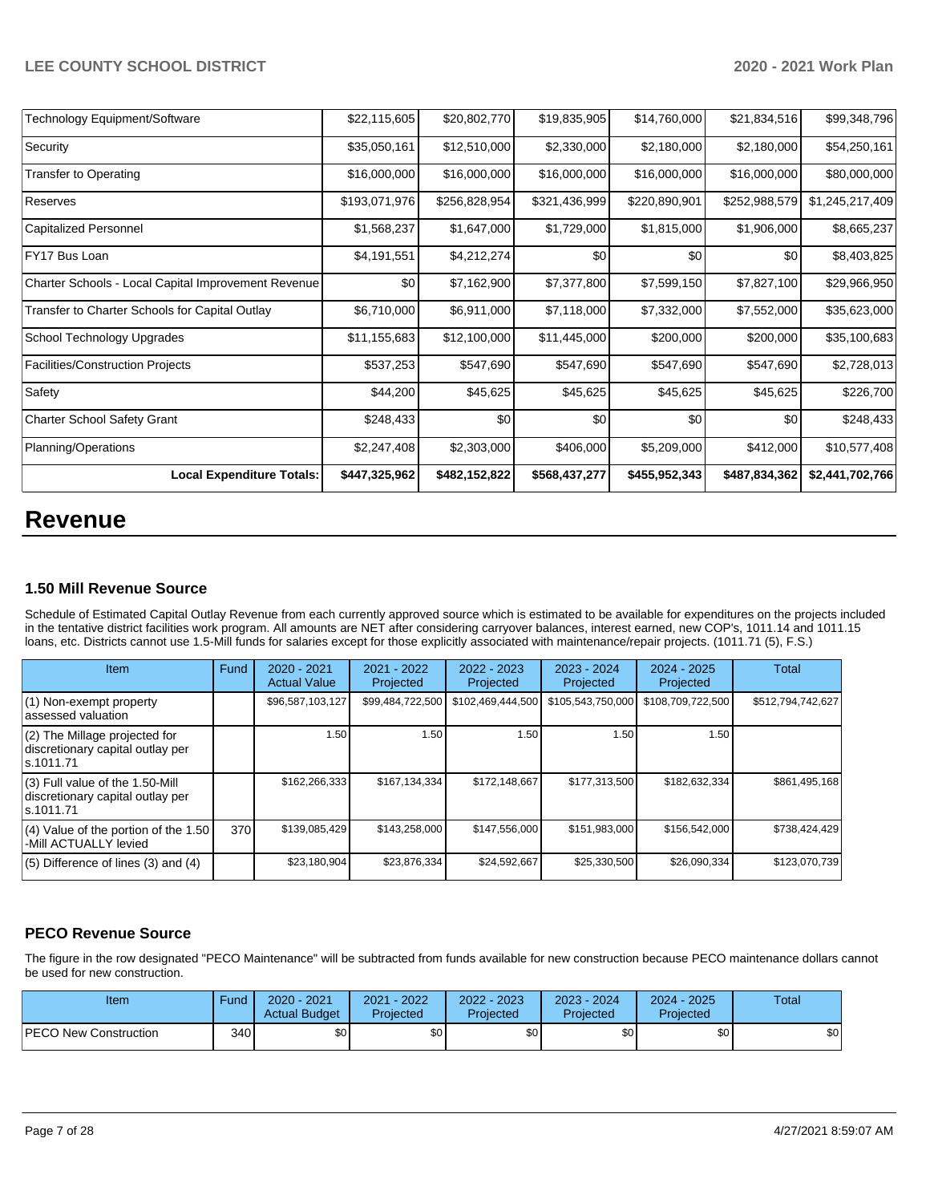| Technology Equipment/Software | $22,115,605 | $20,802,770 | $19,835,905 | $14,760,000 | $21,834,516 | $99,348,796 |
|---|---|---|---|---|---|---|
| Security | $35,050,161 | $12,510,000 | $2,330,000 | $2,180,000 | $2,180,000 | $54,250,161 |
| Transfer to Operating | $16,000,000 | $16,000,000 | $16,000,000 | $16,000,000 | $16,000,000 | $80,000,000 |
| Reserves | $193,071,976 | $256,828,954 | $321,436,999 | $220,890,901 | $252,988,579 | $1,245,217,409 |
| Capitalized Personnel | $1,568,237 | $1,647,000 | $1,729,000 | $1,815,000 | $1,906,000 | $8,665,237 |
| FY17 Bus Loan | $4,191,551 | $4,212,274 | $0 | $0 | $0 | $8,403,825 |
| Charter Schools - Local Capital Improvement Revenue | $0 | $7,162,900 | $7,377,800 | $7,599,150 | $7,827,100 | $29,966,950 |
| Transfer to Charter Schools for Capital Outlay | $6,710,000 | $6,911,000 | $7,118,000 | $7,332,000 | $7,552,000 | $35,623,000 |
| School Technology Upgrades | $11,155,683 | $12,100,000 | $11,445,000 | $200,000 | $200,000 | $35,100,683 |
| Facilities/Construction Projects | $537,253 | $547,690 | $547,690 | $547,690 | $547,690 | $2,728,013 |
| Safety | $44,200 | $45,625 | $45,625 | $45,625 | $45,625 | $226,700 |
| Charter School Safety Grant | $248,433 | $0 | $0 | $0 | $0 | $248,433 |
| Planning/Operations | $2,247,408 | $2,303,000 | $406,000 | $5,209,000 | $412,000 | $10,577,408 |
| **Local Expenditure Totals:** | **$447,325,962** | **$482,152,822** | **$568,437,277** | **$455,952,343** | **$487,834,362** | **$2,441,702,766** |

# Revenue

### 1.50 Mill Revenue Source

Schedule of Estimated Capital Outlay Revenue from each currently approved source which is estimated to be available for expenditures on the projects included in the tentative district facilities work program. All amounts are NET after considering carryover balances, interest earned, new COP's, 1011.14 and 1011.15 loans, etc. Districts cannot use 1.5-Mill funds for salaries except for those explicitly associated with maintenance/repair projects. (1011.71 (5), F.S.)

| Item | Fund | 2020 - 2021 Actual Value | 2021 - 2022 Projected | 2022 - 2023 Projected | 2023 - 2024 Projected | 2024 - 2025 Projected | Total |
|---|---|---|---|---|---|---|---|
| (1) Non-exempt property assessed valuation | | $96,587,103,127 | $99,484,722,500 | $102,469,444,500 | $105,543,750,000 | $108,709,722,500 | $512,794,742,627 |
| (2) The Millage projected for discretionary capital outlay per s.1011.71 | | 1.50 | 1.50 | 1.50 | 1.50 | 1.50 | |
| (3) Full value of the 1.50-Mill discretionary capital outlay per s.1011.71 | | $162,266,333 | $167,134,334 | $172,148,667 | $177,313,500 | $182,632,334 | $861,495,168 |
| (4) Value of the portion of the 1.50 -Mill ACTUALLY levied | 370 | $139,085,429 | $143,258,000 | $147,556,000 | $151,983,000 | $156,542,000 | $738,424,429 |
| (5) Difference of lines (3) and (4) | | $23,180,904 | $23,876,334 | $24,592,667 | $25,330,500 | $26,090,334 | $123,070,739 |

### PECO Revenue Source

The figure in the row designated "PECO Maintenance" will be subtracted from funds available for new construction because PECO maintenance dollars cannot be used for new construction.

| Item | Fund | 2020 - 2021 Actual Budget | 2021 - 2022 Projected | 2022 - 2023 Projected | 2023 - 2024 Projected | 2024 - 2025 Projected | Total |
|---|---|---|---|---|---|---|---|
| PECO New Construction | 340 | $0 | $0 | $0 | $0 | $0 | $0 |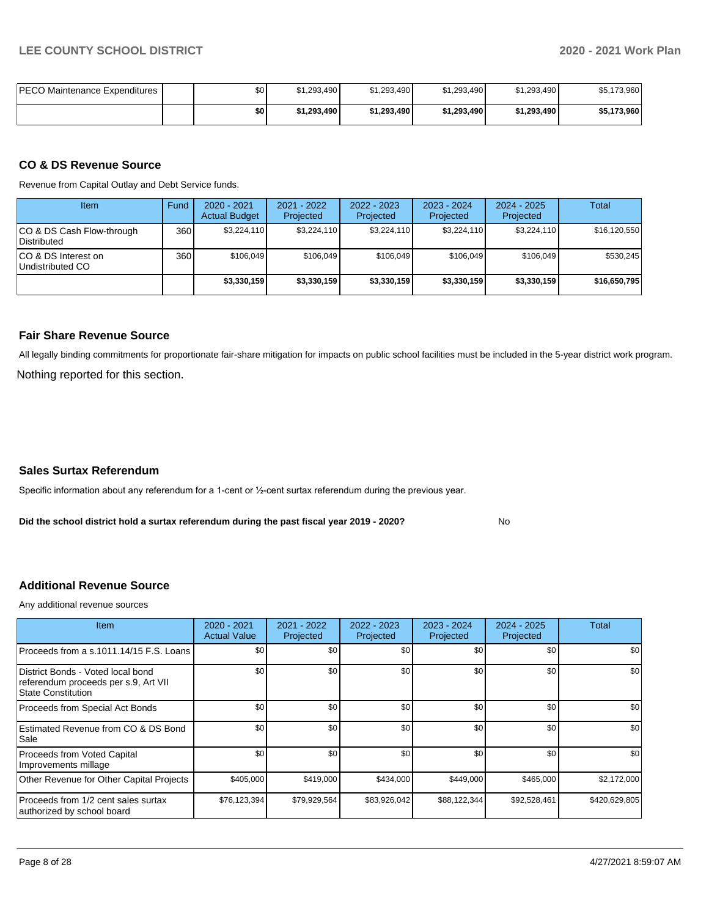| PECO Maintenance Expenditures | | $0 | $1,293,490 | $1,293,490 | $1,293,490 | $1,293,490 | $5,173,960 |
|---|---|---|---|---|---|---|---|
| | | **$0** | **$1,293,490** | **$1,293,490** | **$1,293,490** | **$1,293,490** | **$5,173,960** |

## CO & DS Revenue Source

Revenue from Capital Outlay and Debt Service funds.

| Item | Fund | 2020 - 2021 Actual Budget | 2021 - 2022 Projected | 2022 - 2023 Projected | 2023 - 2024 Projected | 2024 - 2025 Projected | Total |
|---|---|---|---|---|---|---|---|
| CO & DS Cash Flow-through Distributed | 360 | $3,224,110 | $3,224,110 | $3,224,110 | $3,224,110 | $3,224,110 | $16,120,550 |
| CO & DS Interest on Undistributed CO | 360 | $106,049 | $106,049 | $106,049 | $106,049 | $106,049 | $530,245 |
| | | **$3,330,159** | **$3,330,159** | **$3,330,159** | **$3,330,159** | **$3,330,159** | **$16,650,795** |

## Fair Share Revenue Source

All legally binding commitments for proportionate fair-share mitigation for impacts on public school facilities must be included in the 5-year district work program.

Nothing reported for this section.

## Sales Surtax Referendum

Specific information about any referendum for a 1-cent or ½-cent surtax referendum during the previous year.

**Did the school district hold a surtax referendum during the past fiscal year 2019 - 2020?** No

## Additional Revenue Source

Any additional revenue sources

| Item | 2020 - 2021 Actual Value | 2021 - 2022 Projected | 2022 - 2023 Projected | 2023 - 2024 Projected | 2024 - 2025 Projected | Total |
|---|---|---|---|---|---|---|
| Proceeds from a s.1011.14/15 F.S. Loans | $0 | $0 | $0 | $0 | $0 | $0 |
| District Bonds - Voted local bond referendum proceeds per s.9, Art VII State Constitution | $0 | $0 | $0 | $0 | $0 | $0 |
| Proceeds from Special Act Bonds | $0 | $0 | $0 | $0 | $0 | $0 |
| Estimated Revenue from CO & DS Bond Sale | $0 | $0 | $0 | $0 | $0 | $0 |
| Proceeds from Voted Capital Improvements millage | $0 | $0 | $0 | $0 | $0 | $0 |
| Other Revenue for Other Capital Projects | $405,000 | $419,000 | $434,000 | $449,000 | $465,000 | $2,172,000 |
| Proceeds from 1/2 cent sales surtax authorized by school board | $76,123,394 | $79,929,564 | $83,926,042 | $88,122,344 | $92,528,461 | $420,629,805 |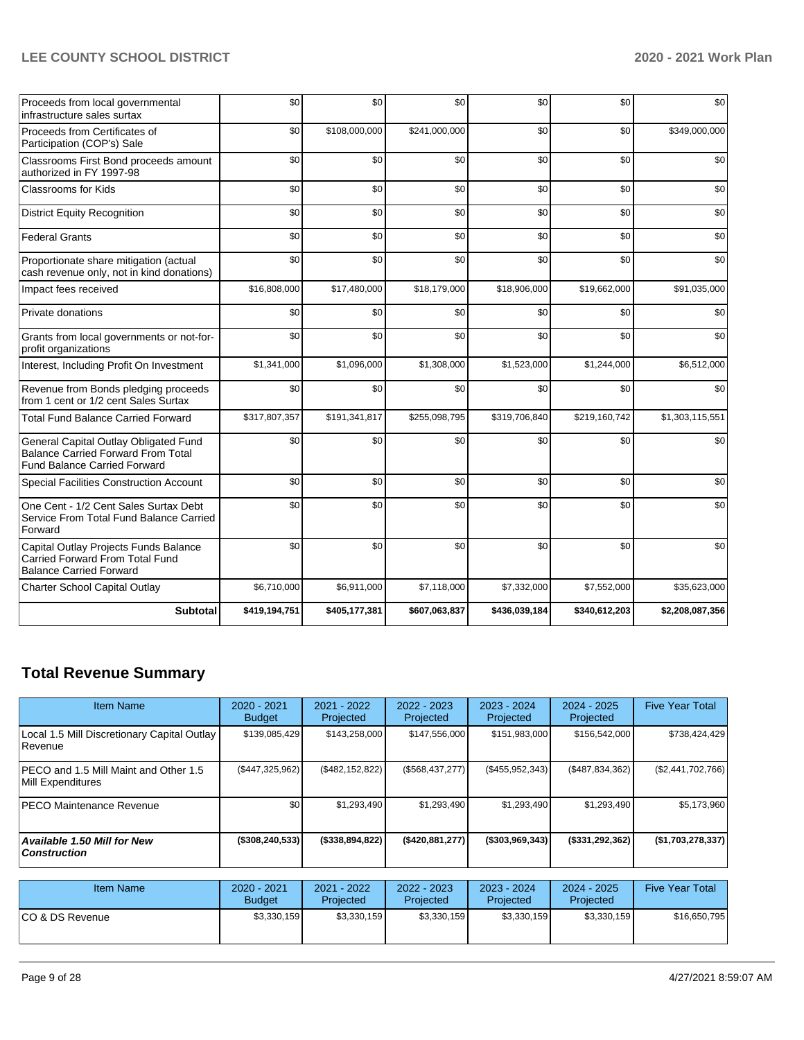| | | | | | | |
|---|---|---|---|---|---|---|
| Proceeds from local governmental infrastructure sales surtax | $0 | $0 | $0 | $0 | $0 | $0 |
| Proceeds from Certificates of Participation (COP's) Sale | $0 | $108,000,000 | $241,000,000 | $0 | $0 | $349,000,000 |
| Classrooms First Bond proceeds amount authorized in FY 1997-98 | $0 | $0 | $0 | $0 | $0 | $0 |
| Classrooms for Kids | $0 | $0 | $0 | $0 | $0 | $0 |
| District Equity Recognition | $0 | $0 | $0 | $0 | $0 | $0 |
| Federal Grants | $0 | $0 | $0 | $0 | $0 | $0 |
| Proportionate share mitigation (actual cash revenue only, not in kind donations) | $0 | $0 | $0 | $0 | $0 | $0 |
| Impact fees received | $16,808,000 | $17,480,000 | $18,179,000 | $18,906,000 | $19,662,000 | $91,035,000 |
| Private donations | $0 | $0 | $0 | $0 | $0 | $0 |
| Grants from local governments or not-for-profit organizations | $0 | $0 | $0 | $0 | $0 | $0 |
| Interest, Including Profit On Investment | $1,341,000 | $1,096,000 | $1,308,000 | $1,523,000 | $1,244,000 | $6,512,000 |
| Revenue from Bonds pledging proceeds from 1 cent or 1/2 cent Sales Surtax | $0 | $0 | $0 | $0 | $0 | $0 |
| Total Fund Balance Carried Forward | $317,807,357 | $191,341,817 | $255,098,795 | $319,706,840 | $219,160,742 | $1,303,115,551 |
| General Capital Outlay Obligated Fund Balance Carried Forward From Total Fund Balance Carried Forward | $0 | $0 | $0 | $0 | $0 | $0 |
| Special Facilities Construction Account | $0 | $0 | $0 | $0 | $0 | $0 |
| One Cent - 1/2 Cent Sales Surtax Debt Service From Total Fund Balance Carried Forward | $0 | $0 | $0 | $0 | $0 | $0 |
| Capital Outlay Projects Funds Balance Carried Forward From Total Fund Balance Carried Forward | $0 | $0 | $0 | $0 | $0 | $0 |
| Charter School Capital Outlay | $6,710,000 | $6,911,000 | $7,118,000 | $7,332,000 | $7,552,000 | $35,623,000 |
| **Subtotal** | **$419,194,751** | **$405,177,381** | **$607,063,837** | **$436,039,184** | **$340,612,203** | **$2,208,087,356** |

## Total Revenue Summary

| Item Name | 2020 - 2021 Budget | 2021 - 2022 Projected | 2022 - 2023 Projected | 2023 - 2024 Projected | 2024 - 2025 Projected | Five Year Total |
|---|---|---|---|---|---|---|
| Local 1.5 Mill Discretionary Capital Outlay Revenue | $139,085,429 | $143,258,000 | $147,556,000 | $151,983,000 | $156,542,000 | $738,424,429 |
| PECO and 1.5 Mill Maint and Other 1.5 Mill Expenditures | ($447,325,962) | ($482,152,822) | ($568,437,277) | ($455,952,343) | ($487,834,362) | ($2,441,702,766) |
| PECO Maintenance Revenue | $0 | $1,293,490 | $1,293,490 | $1,293,490 | $1,293,490 | $5,173,960 |
| ***Available 1.50 Mill for New Construction*** | **($308,240,533)** | **($338,894,822)** | **($420,881,277)** | **($303,969,343)** | **($331,292,362)** | **($1,703,278,337)** |

| Item Name | 2020 - 2021 Budget | 2021 - 2022 Projected | 2022 - 2023 Projected | 2023 - 2024 Projected | 2024 - 2025 Projected | Five Year Total |
|---|---|---|---|---|---|---|
| CO & DS Revenue | $3,330,159 | $3,330,159 | $3,330,159 | $3,330,159 | $3,330,159 | $16,650,795 |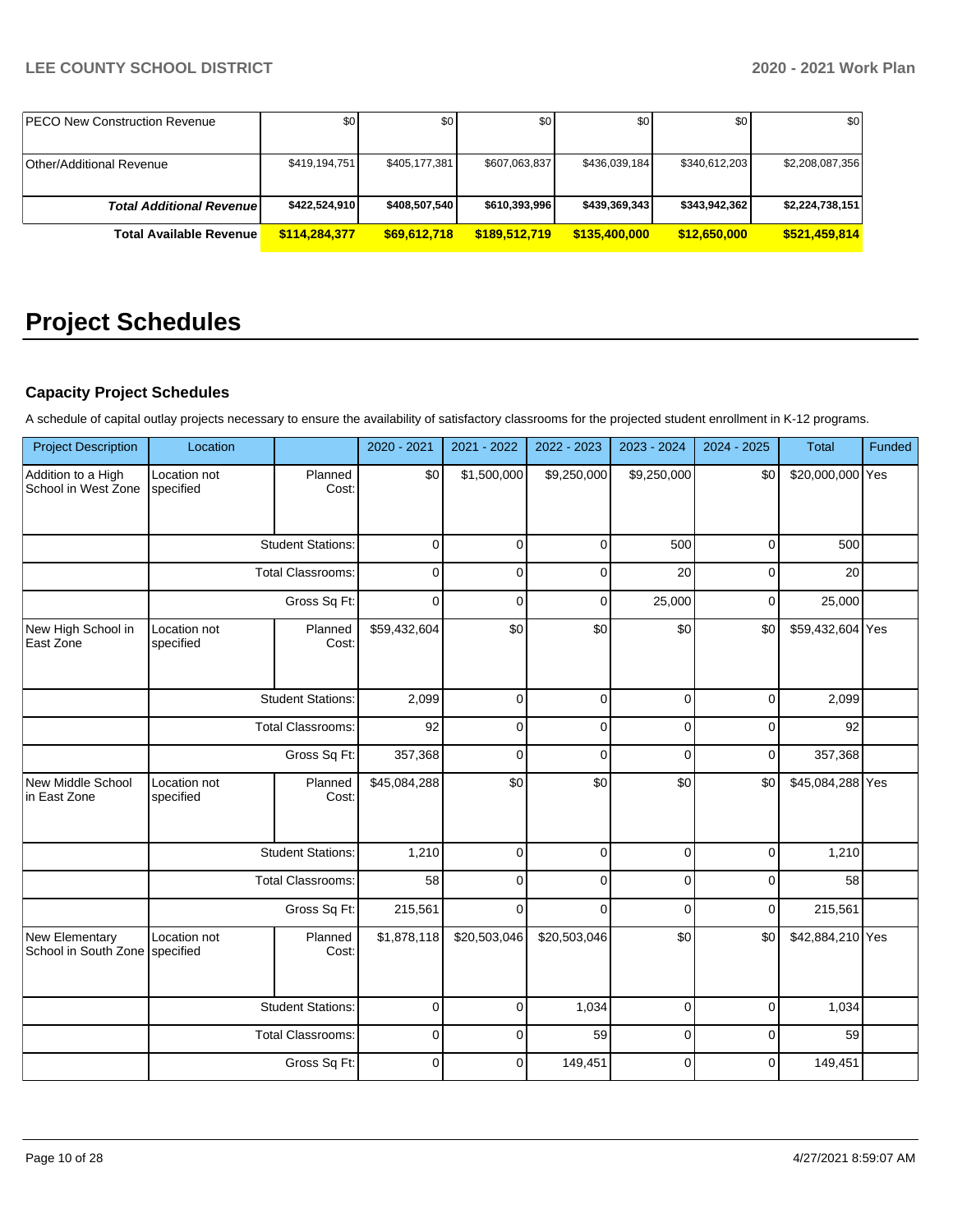| | | | | | | |
|---|---|---|---|---|---|---|
| PECO New Construction Revenue | $0 | $0 | $0 | $0 | $0 | $0 |
| Other/Additional Revenue | $419,194,751 | $405,177,381 | $607,063,837 | $436,039,184 | $340,612,203 | $2,208,087,356 |
| ***Total Additional Revenue*** | **$422,524,910** | **$408,507,540** | **$610,393,996** | **$439,369,343** | **$343,942,362** | **$2,224,738,151** |
| **Total Available Revenue** | **$114,284,377** | **$69,612,718** | **$189,512,719** | **$135,400,000** | **$12,650,000** | **$521,459,814** |

# Project Schedules

### Capacity Project Schedules

A schedule of capital outlay projects necessary to ensure the availability of satisfactory classrooms for the projected student enrollment in K-12 programs.

| Project Description | Location | | 2020 - 2021 | 2021 - 2022 | 2022 - 2023 | 2023 - 2024 | 2024 - 2025 | Total | Funded |
|---|---|---|---|---|---|---|---|---|---|
| Addition to a High School in West Zone | Location not specified | Planned Cost: | $0 | $1,500,000 | $9,250,000 | $9,250,000 | $0 | $20,000,000 | Yes |
| | | Student Stations: | 0 | 0 | 0 | 500 | 0 | 500 | |
| | | Total Classrooms: | 0 | 0 | 0 | 20 | 0 | 20 | |
| | | Gross Sq Ft: | 0 | 0 | 0 | 25,000 | 0 | 25,000 | |
| New High School in East Zone | Location not specified | Planned Cost: | $59,432,604 | $0 | $0 | $0 | $0 | $59,432,604 | Yes |
| | | Student Stations: | 2,099 | 0 | 0 | 0 | 0 | 2,099 | |
| | | Total Classrooms: | 92 | 0 | 0 | 0 | 0 | 92 | |
| | | Gross Sq Ft: | 357,368 | 0 | 0 | 0 | 0 | 357,368 | |
| New Middle School in East Zone | Location not specified | Planned Cost: | $45,084,288 | $0 | $0 | $0 | $0 | $45,084,288 | Yes |
| | | Student Stations: | 1,210 | 0 | 0 | 0 | 0 | 1,210 | |
| | | Total Classrooms: | 58 | 0 | 0 | 0 | 0 | 58 | |
| | | Gross Sq Ft: | 215,561 | 0 | 0 | 0 | 0 | 215,561 | |
| New Elementary School in South Zone | Location not specified | Planned Cost: | $1,878,118 | $20,503,046 | $20,503,046 | $0 | $0 | $42,884,210 | Yes |
| | | Student Stations: | 0 | 0 | 1,034 | 0 | 0 | 1,034 | |
| | | Total Classrooms: | 0 | 0 | 59 | 0 | 0 | 59 | |
| | | Gross Sq Ft: | 0 | 0 | 149,451 | 0 | 0 | 149,451 | |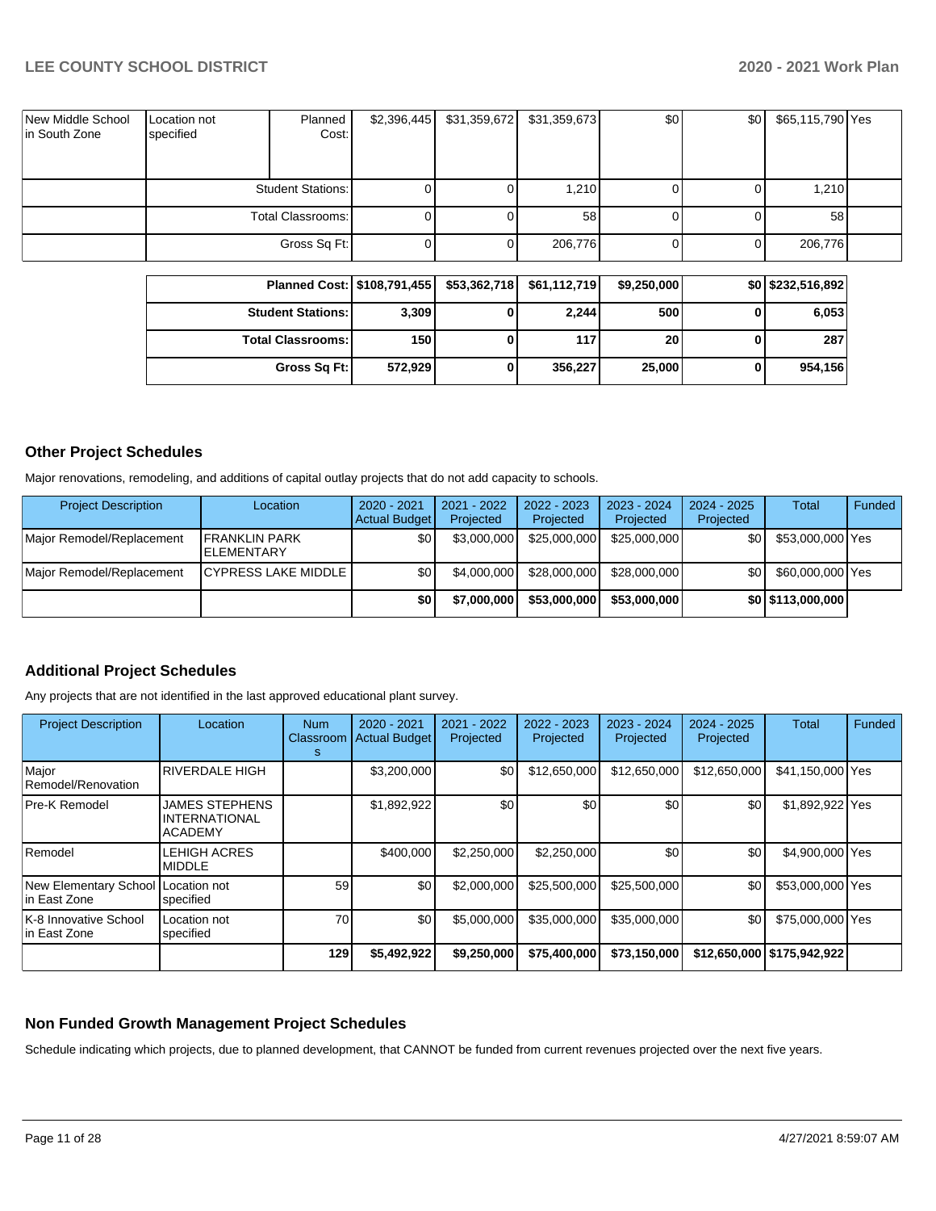| New Middle School in South Zone | Location not specified | Planned Cost: | $2,396,445 | $31,359,672 | $31,359,673 | $0 | $0 | $65,115,790 | Yes |
|---|---|---|---|---|---|---|---|---|---|
| | | Student Stations: | 0 | 0 | 1,210 | 0 | 0 | 1,210 | |
| | | Total Classrooms: | 0 | 0 | 58 | 0 | 0 | 58 | |
| | | Gross Sq Ft: | 0 | 0 | 206,776 | 0 | 0 | 206,776 | |

| | | | | | | |
|---|---|---|---|---|---|---|
| **Planned Cost:** | **$108,791,455** | **$53,362,718** | **$61,112,719** | **$9,250,000** | **$0** | **$232,516,892** |
| **Student Stations:** | **3,309** | **0** | **2,244** | **500** | **0** | **6,053** |
| **Total Classrooms:** | **150** | **0** | **117** | **20** | **0** | **287** |
| **Gross Sq Ft:** | **572,929** | **0** | **356,227** | **25,000** | **0** | **954,156** |

## Other Project Schedules

Major renovations, remodeling, and additions of capital outlay projects that do not add capacity to schools.

| Project Description | Location | 2020 - 2021 Actual Budget | 2021 - 2022 Projected | 2022 - 2023 Projected | 2023 - 2024 Projected | 2024 - 2025 Projected | Total | Funded |
|---|---|---|---|---|---|---|---|---|
| Major Remodel/Replacement | FRANKLIN PARK ELEMENTARY | $0 | $3,000,000 | $25,000,000 | $25,000,000 | $0 | $53,000,000 | Yes |
| Major Remodel/Replacement | CYPRESS LAKE MIDDLE | $0 | $4,000,000 | $28,000,000 | $28,000,000 | $0 | $60,000,000 | Yes |
| | | **$0** | **$7,000,000** | **$53,000,000** | **$53,000,000** | **$0** | **$113,000,000** | |

## Additional Project Schedules

Any projects that are not identified in the last approved educational plant survey.

| Project Description | Location | Num Classrooms | 2020 - 2021 Actual Budget | 2021 - 2022 Projected | 2022 - 2023 Projected | 2023 - 2024 Projected | 2024 - 2025 Projected | Total | Funded |
|---|---|---|---|---|---|---|---|---|---|
| Major Remodel/Renovation | RIVERDALE HIGH | | $3,200,000 | $0 | $12,650,000 | $12,650,000 | $12,650,000 | $41,150,000 | Yes |
| Pre-K Remodel | JAMES STEPHENS INTERNATIONAL ACADEMY | | $1,892,922 | $0 | $0 | $0 | $0 | $1,892,922 | Yes |
| Remodel | LEHIGH ACRES MIDDLE | | $400,000 | $2,250,000 | $2,250,000 | $0 | $0 | $4,900,000 | Yes |
| New Elementary School in East Zone | Location not specified | 59 | $0 | $2,000,000 | $25,500,000 | $25,500,000 | $0 | $53,000,000 | Yes |
| K-8 Innovative School in East Zone | Location not specified | 70 | $0 | $5,000,000 | $35,000,000 | $35,000,000 | $0 | $75,000,000 | Yes |
| | | **129** | **$5,492,922** | **$9,250,000** | **$75,400,000** | **$73,150,000** | **$12,650,000** | **$175,942,922** | |

## Non Funded Growth Management Project Schedules

Schedule indicating which projects, due to planned development, that CANNOT be funded from current revenues projected over the next five years.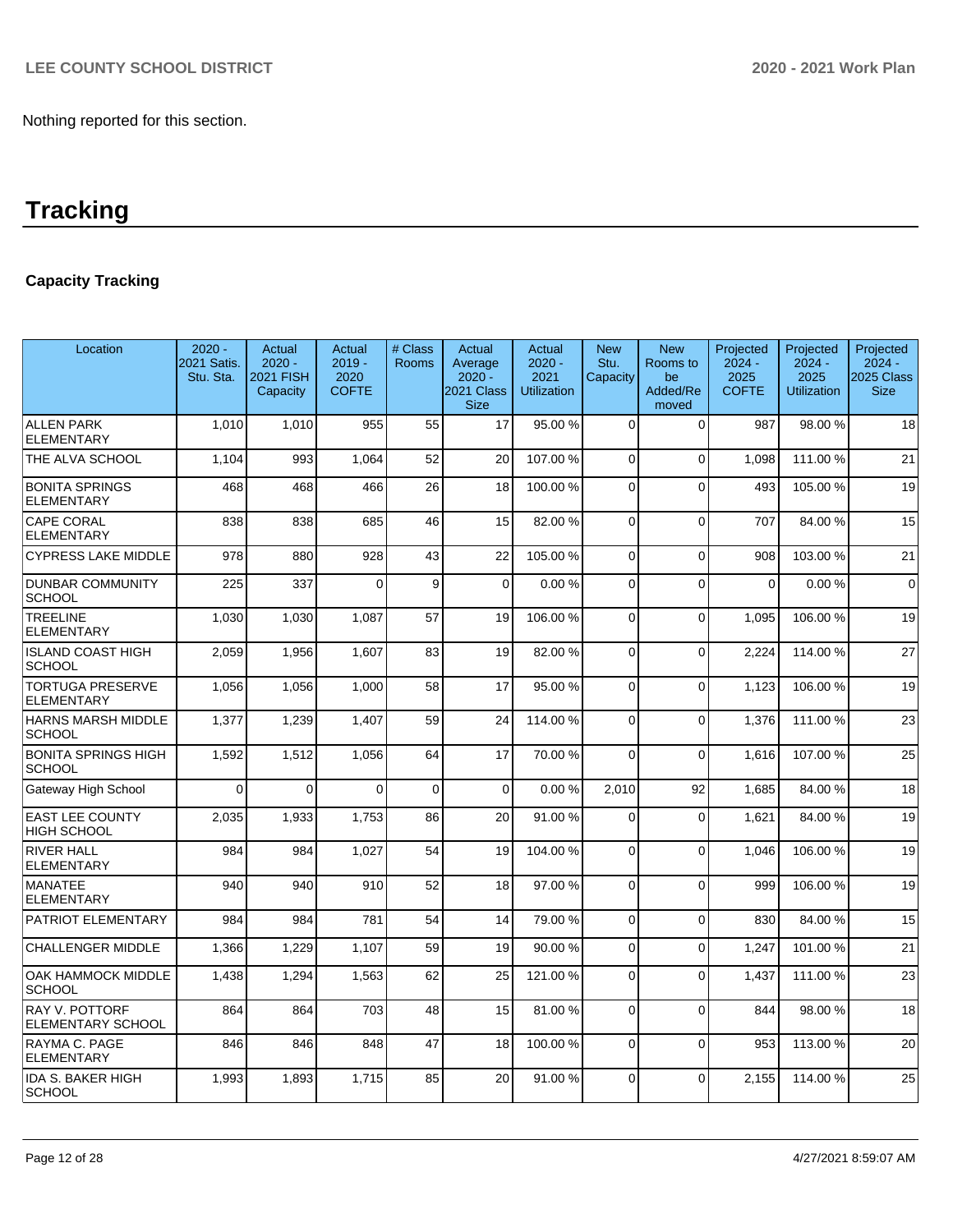Nothing reported for this section.

# Tracking

### Capacity Tracking

| Location | 2020 - 2021 Satis. Stu. Sta. | Actual 2020 - 2021 FISH Capacity | Actual 2019 - 2020 COFTE | # Class Rooms | Actual Average 2020 - 2021 Class Size | Actual 2020 - 2021 Utilization | New Stu. Capacity | New Rooms to be Added/Removed | Projected 2024 - 2025 COFTE | Projected 2024 - 2025 Utilization | Projected 2024 - 2025 Class Size |
|---|---|---|---|---|---|---|---|---|---|---|---|
| ALLEN PARK ELEMENTARY | 1,010 | 1,010 | 955 | 55 | 17 | 95.00 % | 0 | 0 | 987 | 98.00 % | 18 |
| THE ALVA SCHOOL | 1,104 | 993 | 1,064 | 52 | 20 | 107.00 % | 0 | 0 | 1,098 | 111.00 % | 21 |
| BONITA SPRINGS ELEMENTARY | 468 | 468 | 466 | 26 | 18 | 100.00 % | 0 | 0 | 493 | 105.00 % | 19 |
| CAPE CORAL ELEMENTARY | 838 | 838 | 685 | 46 | 15 | 82.00 % | 0 | 0 | 707 | 84.00 % | 15 |
| CYPRESS LAKE MIDDLE | 978 | 880 | 928 | 43 | 22 | 105.00 % | 0 | 0 | 908 | 103.00 % | 21 |
| DUNBAR COMMUNITY SCHOOL | 225 | 337 | 0 | 9 | 0 | 0.00 % | 0 | 0 | 0 | 0.00 % | 0 |
| TREELINE ELEMENTARY | 1,030 | 1,030 | 1,087 | 57 | 19 | 106.00 % | 0 | 0 | 1,095 | 106.00 % | 19 |
| ISLAND COAST HIGH SCHOOL | 2,059 | 1,956 | 1,607 | 83 | 19 | 82.00 % | 0 | 0 | 2,224 | 114.00 % | 27 |
| TORTUGA PRESERVE ELEMENTARY | 1,056 | 1,056 | 1,000 | 58 | 17 | 95.00 % | 0 | 0 | 1,123 | 106.00 % | 19 |
| HARNS MARSH MIDDLE SCHOOL | 1,377 | 1,239 | 1,407 | 59 | 24 | 114.00 % | 0 | 0 | 1,376 | 111.00 % | 23 |
| BONITA SPRINGS HIGH SCHOOL | 1,592 | 1,512 | 1,056 | 64 | 17 | 70.00 % | 0 | 0 | 1,616 | 107.00 % | 25 |
| Gateway High School | 0 | 0 | 0 | 0 | 0 | 0.00 % | 2,010 | 92 | 1,685 | 84.00 % | 18 |
| EAST LEE COUNTY HIGH SCHOOL | 2,035 | 1,933 | 1,753 | 86 | 20 | 91.00 % | 0 | 0 | 1,621 | 84.00 % | 19 |
| RIVER HALL ELEMENTARY | 984 | 984 | 1,027 | 54 | 19 | 104.00 % | 0 | 0 | 1,046 | 106.00 % | 19 |
| MANATEE ELEMENTARY | 940 | 940 | 910 | 52 | 18 | 97.00 % | 0 | 0 | 999 | 106.00 % | 19 |
| PATRIOT ELEMENTARY | 984 | 984 | 781 | 54 | 14 | 79.00 % | 0 | 0 | 830 | 84.00 % | 15 |
| CHALLENGER MIDDLE | 1,366 | 1,229 | 1,107 | 59 | 19 | 90.00 % | 0 | 0 | 1,247 | 101.00 % | 21 |
| OAK HAMMOCK MIDDLE SCHOOL | 1,438 | 1,294 | 1,563 | 62 | 25 | 121.00 % | 0 | 0 | 1,437 | 111.00 % | 23 |
| RAY V. POTTORF ELEMENTARY SCHOOL | 864 | 864 | 703 | 48 | 15 | 81.00 % | 0 | 0 | 844 | 98.00 % | 18 |
| RAYMA C. PAGE ELEMENTARY | 846 | 846 | 848 | 47 | 18 | 100.00 % | 0 | 0 | 953 | 113.00 % | 20 |
| IDA S. BAKER HIGH SCHOOL | 1,993 | 1,893 | 1,715 | 85 | 20 | 91.00 % | 0 | 0 | 2,155 | 114.00 % | 25 |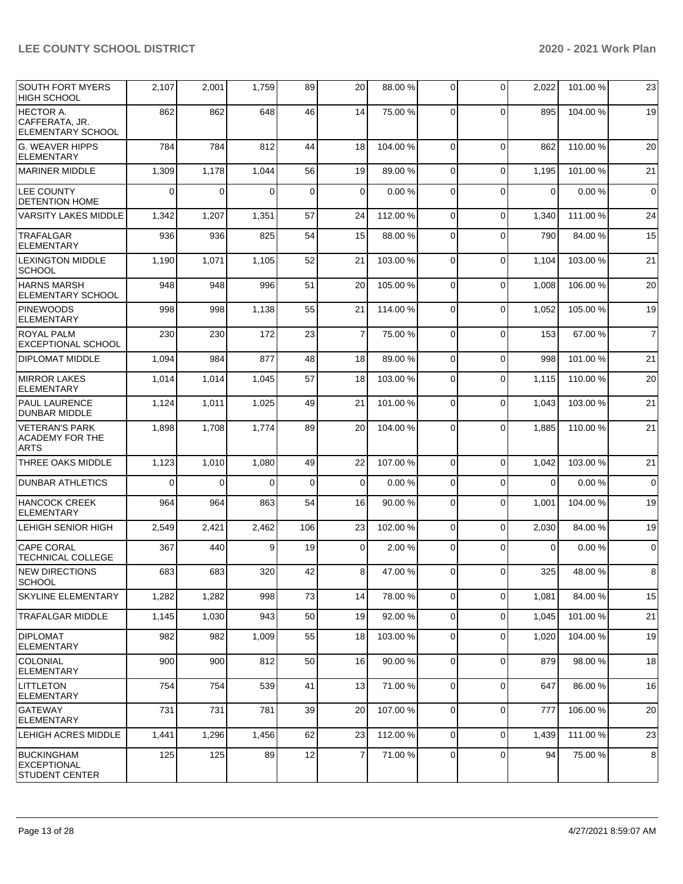| | | | | | | | | | | |
|---|---|---|---|---|---|---|---|---|---|---|
| SOUTH FORT MYERS HIGH SCHOOL | 2,107 | 2,001 | 1,759 | 89 | 20 | 88.00 % | 0 | 0 | 2,022 | 101.00 % | 23 |
| HECTOR A. CAFFERATA, JR. ELEMENTARY SCHOOL | 862 | 862 | 648 | 46 | 14 | 75.00 % | 0 | 0 | 895 | 104.00 % | 19 |
| G. WEAVER HIPPS ELEMENTARY | 784 | 784 | 812 | 44 | 18 | 104.00 % | 0 | 0 | 862 | 110.00 % | 20 |
| MARINER MIDDLE | 1,309 | 1,178 | 1,044 | 56 | 19 | 89.00 % | 0 | 0 | 1,195 | 101.00 % | 21 |
| LEE COUNTY DETENTION HOME | 0 | 0 | 0 | 0 | 0 | 0.00 % | 0 | 0 | 0 | 0.00 % | 0 |
| VARSITY LAKES MIDDLE | 1,342 | 1,207 | 1,351 | 57 | 24 | 112.00 % | 0 | 0 | 1,340 | 111.00 % | 24 |
| TRAFALGAR ELEMENTARY | 936 | 936 | 825 | 54 | 15 | 88.00 % | 0 | 0 | 790 | 84.00 % | 15 |
| LEXINGTON MIDDLE SCHOOL | 1,190 | 1,071 | 1,105 | 52 | 21 | 103.00 % | 0 | 0 | 1,104 | 103.00 % | 21 |
| HARNS MARSH ELEMENTARY SCHOOL | 948 | 948 | 996 | 51 | 20 | 105.00 % | 0 | 0 | 1,008 | 106.00 % | 20 |
| PINEWOODS ELEMENTARY | 998 | 998 | 1,138 | 55 | 21 | 114.00 % | 0 | 0 | 1,052 | 105.00 % | 19 |
| ROYAL PALM EXCEPTIONAL SCHOOL | 230 | 230 | 172 | 23 | 7 | 75.00 % | 0 | 0 | 153 | 67.00 % | 7 |
| DIPLOMAT MIDDLE | 1,094 | 984 | 877 | 48 | 18 | 89.00 % | 0 | 0 | 998 | 101.00 % | 21 |
| MIRROR LAKES ELEMENTARY | 1,014 | 1,014 | 1,045 | 57 | 18 | 103.00 % | 0 | 0 | 1,115 | 110.00 % | 20 |
| PAUL LAURENCE DUNBAR MIDDLE | 1,124 | 1,011 | 1,025 | 49 | 21 | 101.00 % | 0 | 0 | 1,043 | 103.00 % | 21 |
| VETERAN'S PARK ACADEMY FOR THE ARTS | 1,898 | 1,708 | 1,774 | 89 | 20 | 104.00 % | 0 | 0 | 1,885 | 110.00 % | 21 |
| THREE OAKS MIDDLE | 1,123 | 1,010 | 1,080 | 49 | 22 | 107.00 % | 0 | 0 | 1,042 | 103.00 % | 21 |
| DUNBAR ATHLETICS | 0 | 0 | 0 | 0 | 0 | 0.00 % | 0 | 0 | 0 | 0.00 % | 0 |
| HANCOCK CREEK ELEMENTARY | 964 | 964 | 863 | 54 | 16 | 90.00 % | 0 | 0 | 1,001 | 104.00 % | 19 |
| LEHIGH SENIOR HIGH | 2,549 | 2,421 | 2,462 | 106 | 23 | 102.00 % | 0 | 0 | 2,030 | 84.00 % | 19 |
| CAPE CORAL TECHNICAL COLLEGE | 367 | 440 | 9 | 19 | 0 | 2.00 % | 0 | 0 | 0 | 0.00 % | 0 |
| NEW DIRECTIONS SCHOOL | 683 | 683 | 320 | 42 | 8 | 47.00 % | 0 | 0 | 325 | 48.00 % | 8 |
| SKYLINE ELEMENTARY | 1,282 | 1,282 | 998 | 73 | 14 | 78.00 % | 0 | 0 | 1,081 | 84.00 % | 15 |
| TRAFALGAR MIDDLE | 1,145 | 1,030 | 943 | 50 | 19 | 92.00 % | 0 | 0 | 1,045 | 101.00 % | 21 |
| DIPLOMAT ELEMENTARY | 982 | 982 | 1,009 | 55 | 18 | 103.00 % | 0 | 0 | 1,020 | 104.00 % | 19 |
| COLONIAL ELEMENTARY | 900 | 900 | 812 | 50 | 16 | 90.00 % | 0 | 0 | 879 | 98.00 % | 18 |
| LITTLETON ELEMENTARY | 754 | 754 | 539 | 41 | 13 | 71.00 % | 0 | 0 | 647 | 86.00 % | 16 |
| GATEWAY ELEMENTARY | 731 | 731 | 781 | 39 | 20 | 107.00 % | 0 | 0 | 777 | 106.00 % | 20 |
| LEHIGH ACRES MIDDLE | 1,441 | 1,296 | 1,456 | 62 | 23 | 112.00 % | 0 | 0 | 1,439 | 111.00 % | 23 |
| BUCKINGHAM EXCEPTIONAL STUDENT CENTER | 125 | 125 | 89 | 12 | 7 | 71.00 % | 0 | 0 | 94 | 75.00 % | 8 |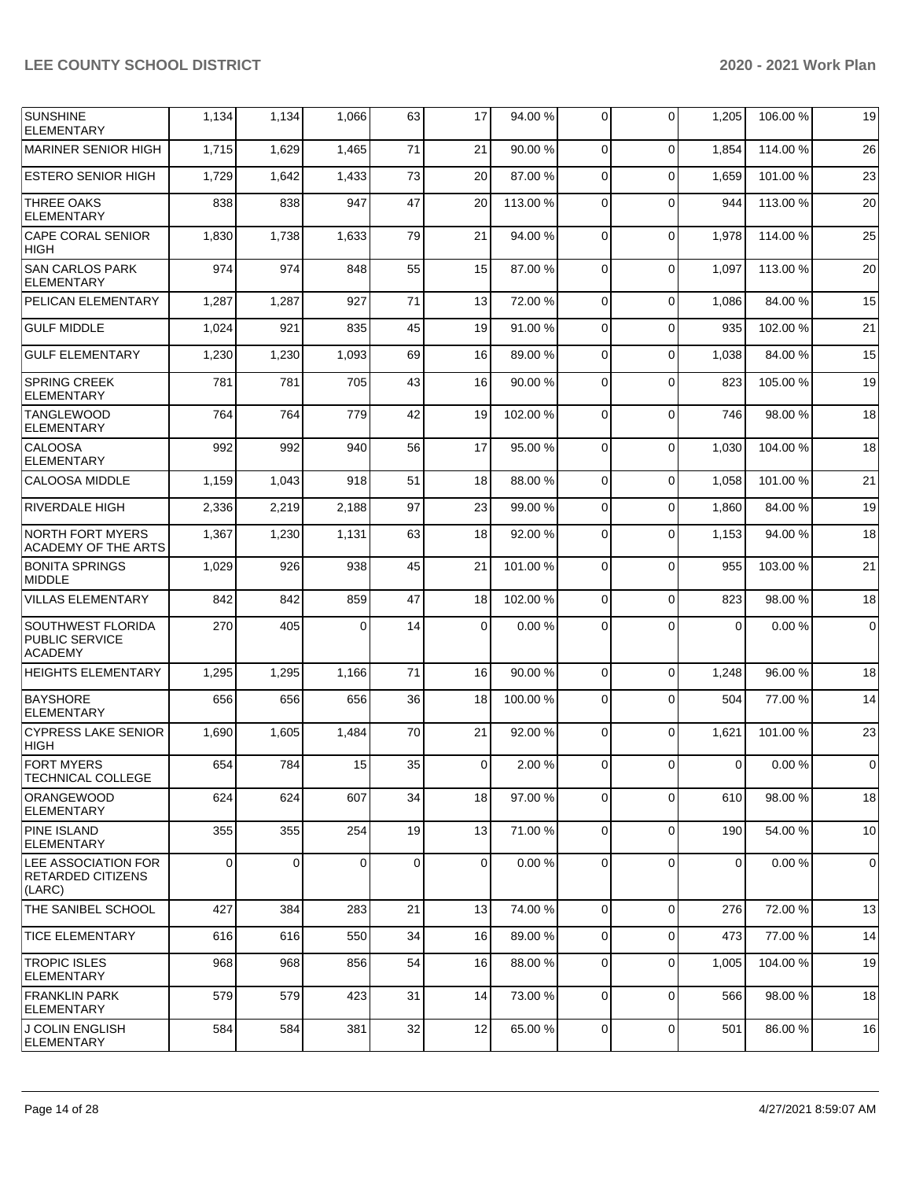| | | | | | | | | | | |
|---|---|---|---|---|---|---|---|---|---|---|
| SUNSHINE ELEMENTARY | 1,134 | 1,134 | 1,066 | 63 | 17 | 94.00 % | 0 | 0 | 1,205 | 106.00 % | 19 |
| MARINER SENIOR HIGH | 1,715 | 1,629 | 1,465 | 71 | 21 | 90.00 % | 0 | 0 | 1,854 | 114.00 % | 26 |
| ESTERO SENIOR HIGH | 1,729 | 1,642 | 1,433 | 73 | 20 | 87.00 % | 0 | 0 | 1,659 | 101.00 % | 23 |
| THREE OAKS ELEMENTARY | 838 | 838 | 947 | 47 | 20 | 113.00 % | 0 | 0 | 944 | 113.00 % | 20 |
| CAPE CORAL SENIOR HIGH | 1,830 | 1,738 | 1,633 | 79 | 21 | 94.00 % | 0 | 0 | 1,978 | 114.00 % | 25 |
| SAN CARLOS PARK ELEMENTARY | 974 | 974 | 848 | 55 | 15 | 87.00 % | 0 | 0 | 1,097 | 113.00 % | 20 |
| PELICAN ELEMENTARY | 1,287 | 1,287 | 927 | 71 | 13 | 72.00 % | 0 | 0 | 1,086 | 84.00 % | 15 |
| GULF MIDDLE | 1,024 | 921 | 835 | 45 | 19 | 91.00 % | 0 | 0 | 935 | 102.00 % | 21 |
| GULF ELEMENTARY | 1,230 | 1,230 | 1,093 | 69 | 16 | 89.00 % | 0 | 0 | 1,038 | 84.00 % | 15 |
| SPRING CREEK ELEMENTARY | 781 | 781 | 705 | 43 | 16 | 90.00 % | 0 | 0 | 823 | 105.00 % | 19 |
| TANGLEWOOD ELEMENTARY | 764 | 764 | 779 | 42 | 19 | 102.00 % | 0 | 0 | 746 | 98.00 % | 18 |
| CALOOSA ELEMENTARY | 992 | 992 | 940 | 56 | 17 | 95.00 % | 0 | 0 | 1,030 | 104.00 % | 18 |
| CALOOSA MIDDLE | 1,159 | 1,043 | 918 | 51 | 18 | 88.00 % | 0 | 0 | 1,058 | 101.00 % | 21 |
| RIVERDALE HIGH | 2,336 | 2,219 | 2,188 | 97 | 23 | 99.00 % | 0 | 0 | 1,860 | 84.00 % | 19 |
| NORTH FORT MYERS ACADEMY OF THE ARTS | 1,367 | 1,230 | 1,131 | 63 | 18 | 92.00 % | 0 | 0 | 1,153 | 94.00 % | 18 |
| BONITA SPRINGS MIDDLE | 1,029 | 926 | 938 | 45 | 21 | 101.00 % | 0 | 0 | 955 | 103.00 % | 21 |
| VILLAS ELEMENTARY | 842 | 842 | 859 | 47 | 18 | 102.00 % | 0 | 0 | 823 | 98.00 % | 18 |
| SOUTHWEST FLORIDA PUBLIC SERVICE ACADEMY | 270 | 405 | 0 | 14 | 0 | 0.00 % | 0 | 0 | 0 | 0.00 % | 0 |
| HEIGHTS ELEMENTARY | 1,295 | 1,295 | 1,166 | 71 | 16 | 90.00 % | 0 | 0 | 1,248 | 96.00 % | 18 |
| BAYSHORE ELEMENTARY | 656 | 656 | 656 | 36 | 18 | 100.00 % | 0 | 0 | 504 | 77.00 % | 14 |
| CYPRESS LAKE SENIOR HIGH | 1,690 | 1,605 | 1,484 | 70 | 21 | 92.00 % | 0 | 0 | 1,621 | 101.00 % | 23 |
| FORT MYERS TECHNICAL COLLEGE | 654 | 784 | 15 | 35 | 0 | 2.00 % | 0 | 0 | 0 | 0.00 % | 0 |
| ORANGEWOOD ELEMENTARY | 624 | 624 | 607 | 34 | 18 | 97.00 % | 0 | 0 | 610 | 98.00 % | 18 |
| PINE ISLAND ELEMENTARY | 355 | 355 | 254 | 19 | 13 | 71.00 % | 0 | 0 | 190 | 54.00 % | 10 |
| LEE ASSOCIATION FOR RETARDED CITIZENS (LARC) | 0 | 0 | 0 | 0 | 0 | 0.00 % | 0 | 0 | 0 | 0.00 % | 0 |
| THE SANIBEL SCHOOL | 427 | 384 | 283 | 21 | 13 | 74.00 % | 0 | 0 | 276 | 72.00 % | 13 |
| TICE ELEMENTARY | 616 | 616 | 550 | 34 | 16 | 89.00 % | 0 | 0 | 473 | 77.00 % | 14 |
| TROPIC ISLES ELEMENTARY | 968 | 968 | 856 | 54 | 16 | 88.00 % | 0 | 0 | 1,005 | 104.00 % | 19 |
| FRANKLIN PARK ELEMENTARY | 579 | 579 | 423 | 31 | 14 | 73.00 % | 0 | 0 | 566 | 98.00 % | 18 |
| J COLIN ENGLISH ELEMENTARY | 584 | 584 | 381 | 32 | 12 | 65.00 % | 0 | 0 | 501 | 86.00 % | 16 |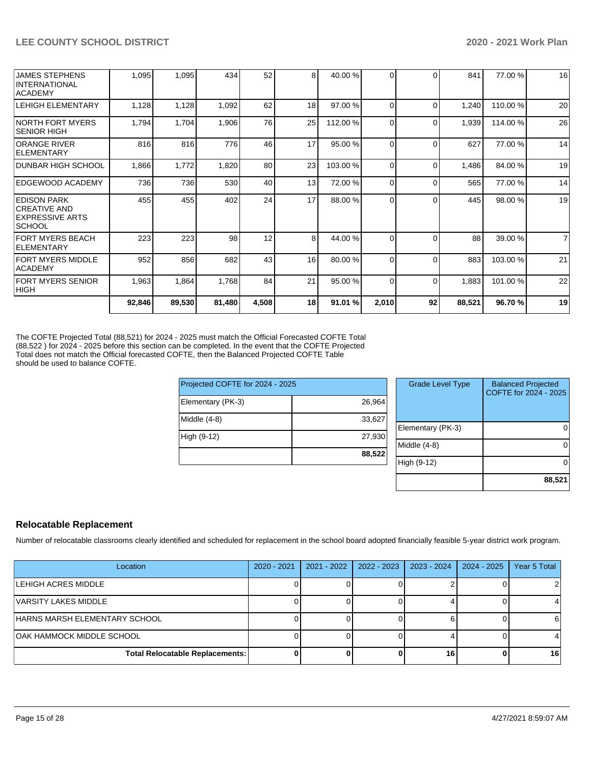| | | | | | | | | | | | |
|---|---|---|---|---|---|---|---|---|---|---|---|
| JAMES STEPHENS INTERNATIONAL ACADEMY | 1,095 | 1,095 | 434 | 52 | 8 | 40.00 % | 0 | 0 | 841 | 77.00 % | 16 |
| LEHIGH ELEMENTARY | 1,128 | 1,128 | 1,092 | 62 | 18 | 97.00 % | 0 | 0 | 1,240 | 110.00 % | 20 |
| NORTH FORT MYERS SENIOR HIGH | 1,794 | 1,704 | 1,906 | 76 | 25 | 112.00 % | 0 | 0 | 1,939 | 114.00 % | 26 |
| ORANGE RIVER ELEMENTARY | 816 | 816 | 776 | 46 | 17 | 95.00 % | 0 | 0 | 627 | 77.00 % | 14 |
| DUNBAR HIGH SCHOOL | 1,866 | 1,772 | 1,820 | 80 | 23 | 103.00 % | 0 | 0 | 1,486 | 84.00 % | 19 |
| EDGEWOOD ACADEMY | 736 | 736 | 530 | 40 | 13 | 72.00 % | 0 | 0 | 565 | 77.00 % | 14 |
| EDISON PARK CREATIVE AND EXPRESSIVE ARTS SCHOOL | 455 | 455 | 402 | 24 | 17 | 88.00 % | 0 | 0 | 445 | 98.00 % | 19 |
| FORT MYERS BEACH ELEMENTARY | 223 | 223 | 98 | 12 | 8 | 44.00 % | 0 | 0 | 88 | 39.00 % | 7 |
| FORT MYERS MIDDLE ACADEMY | 952 | 856 | 682 | 43 | 16 | 80.00 % | 0 | 0 | 883 | 103.00 % | 21 |
| FORT MYERS SENIOR HIGH | 1,963 | 1,864 | 1,768 | 84 | 21 | 95.00 % | 0 | 0 | 1,883 | 101.00 % | 22 |
| | **92,846** | **89,530** | **81,480** | **4,508** | **18** | **91.01 %** | **2,010** | **92** | **88,521** | **96.70 %** | **19** |

The COFTE Projected Total (88,521) for 2024 - 2025 must match the Official Forecasted COFTE Total (88,522 ) for 2024 - 2025 before this section can be completed. In the event that the COFTE Projected Total does not match the Official forecasted COFTE, then the Balanced Projected COFTE Table should be used to balance COFTE.

| Projected COFTE for 2024 - 2025 | |
|---|---|
| Elementary (PK-3) | 26,964 |
| Middle (4-8) | 33,627 |
| High (9-12) | 27,930 |
| | **88,522** |

| Grade Level Type | Balanced Projected COFTE for 2024 - 2025 |
|---|---|
| Elementary (PK-3) | 0 |
| Middle (4-8) | 0 |
| High (9-12) | 0 |
| | **88,521** |

## Relocatable Replacement

Number of relocatable classrooms clearly identified and scheduled for replacement in the school board adopted financially feasible 5-year district work program.

| Location | 2020 - 2021 | 2021 - 2022 | 2022 - 2023 | 2023 - 2024 | 2024 - 2025 | Year 5 Total |
|---|---|---|---|---|---|---|
| LEHIGH ACRES MIDDLE | 0 | 0 | 0 | 2 | 0 | 2 |
| VARSITY LAKES MIDDLE | 0 | 0 | 0 | 4 | 0 | 4 |
| HARNS MARSH ELEMENTARY SCHOOL | 0 | 0 | 0 | 6 | 0 | 6 |
| OAK HAMMOCK MIDDLE SCHOOL | 0 | 0 | 0 | 4 | 0 | 4 |
| **Total Relocatable Replacements:** | **0** | **0** | **0** | **16** | **0** | **16** |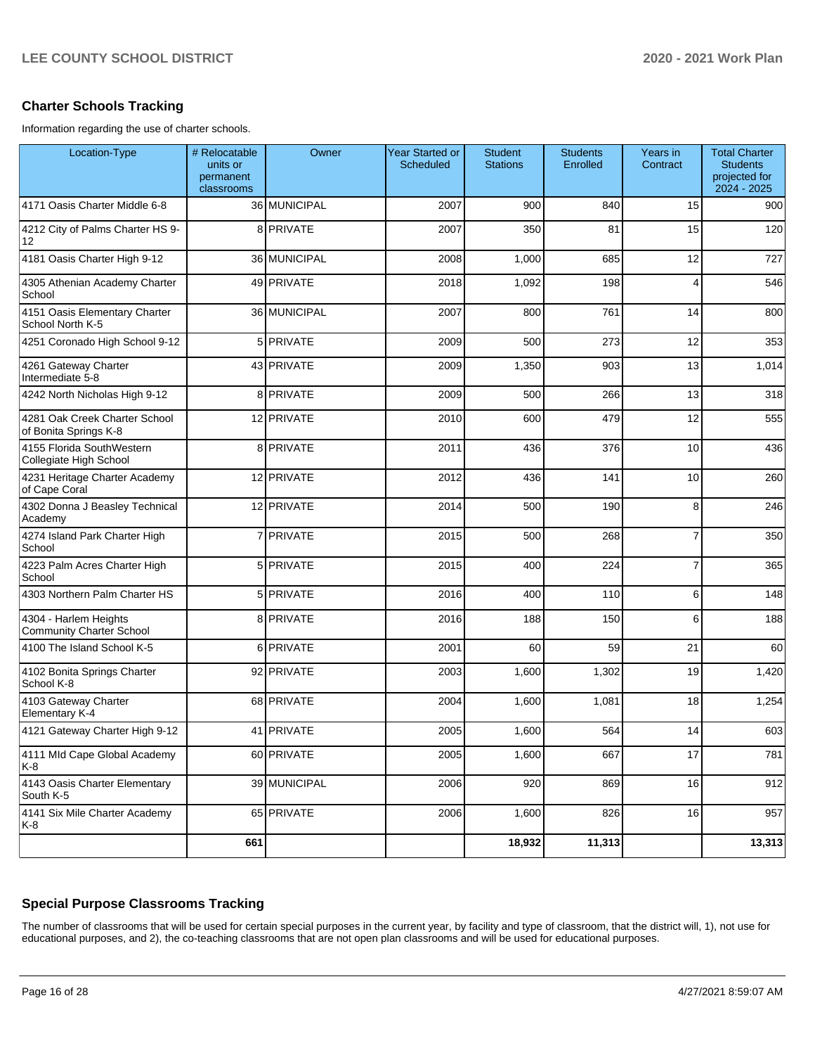## Charter Schools Tracking

Information regarding the use of charter schools.

| Location-Type | # Relocatable units or permanent classrooms | Owner | Year Started or Scheduled | Student Stations | Students Enrolled | Years in Contract | Total Charter Students projected for 2024 - 2025 |
|---|---|---|---|---|---|---|---|
| 4171 Oasis Charter Middle 6-8 | 36 | MUNICIPAL | 2007 | 900 | 840 | 15 | 900 |
| 4212 City of Palms Charter HS 9-12 | 8 | PRIVATE | 2007 | 350 | 81 | 15 | 120 |
| 4181 Oasis Charter High 9-12 | 36 | MUNICIPAL | 2008 | 1,000 | 685 | 12 | 727 |
| 4305 Athenian Academy Charter School | 49 | PRIVATE | 2018 | 1,092 | 198 | 4 | 546 |
| 4151 Oasis Elementary Charter School North K-5 | 36 | MUNICIPAL | 2007 | 800 | 761 | 14 | 800 |
| 4251 Coronado High School 9-12 | 5 | PRIVATE | 2009 | 500 | 273 | 12 | 353 |
| 4261 Gateway Charter Intermediate 5-8 | 43 | PRIVATE | 2009 | 1,350 | 903 | 13 | 1,014 |
| 4242 North Nicholas High 9-12 | 8 | PRIVATE | 2009 | 500 | 266 | 13 | 318 |
| 4281 Oak Creek Charter School of Bonita Springs K-8 | 12 | PRIVATE | 2010 | 600 | 479 | 12 | 555 |
| 4155 Florida SouthWestern Collegiate High School | 8 | PRIVATE | 2011 | 436 | 376 | 10 | 436 |
| 4231 Heritage Charter Academy of Cape Coral | 12 | PRIVATE | 2012 | 436 | 141 | 10 | 260 |
| 4302 Donna J Beasley Technical Academy | 12 | PRIVATE | 2014 | 500 | 190 | 8 | 246 |
| 4274 Island Park Charter High School | 7 | PRIVATE | 2015 | 500 | 268 | 7 | 350 |
| 4223 Palm Acres Charter High School | 5 | PRIVATE | 2015 | 400 | 224 | 7 | 365 |
| 4303 Northern Palm Charter HS | 5 | PRIVATE | 2016 | 400 | 110 | 6 | 148 |
| 4304 - Harlem Heights Community Charter School | 8 | PRIVATE | 2016 | 188 | 150 | 6 | 188 |
| 4100 The Island School K-5 | 6 | PRIVATE | 2001 | 60 | 59 | 21 | 60 |
| 4102 Bonita Springs Charter School K-8 | 92 | PRIVATE | 2003 | 1,600 | 1,302 | 19 | 1,420 |
| 4103 Gateway Charter Elementary K-4 | 68 | PRIVATE | 2004 | 1,600 | 1,081 | 18 | 1,254 |
| 4121 Gateway Charter High 9-12 | 41 | PRIVATE | 2005 | 1,600 | 564 | 14 | 603 |
| 4111 MId Cape Global Academy K-8 | 60 | PRIVATE | 2005 | 1,600 | 667 | 17 | 781 |
| 4143 Oasis Charter Elementary South K-5 | 39 | MUNICIPAL | 2006 | 920 | 869 | 16 | 912 |
| 4141 Six Mile Charter Academy K-8 | 65 | PRIVATE | 2006 | 1,600 | 826 | 16 | 957 |
| | **661** | | | **18,932** | **11,313** | | **13,313** |

## Special Purpose Classrooms Tracking

The number of classrooms that will be used for certain special purposes in the current year, by facility and type of classroom, that the district will, 1), not use for educational purposes, and 2), the co-teaching classrooms that are not open plan classrooms and will be used for educational purposes.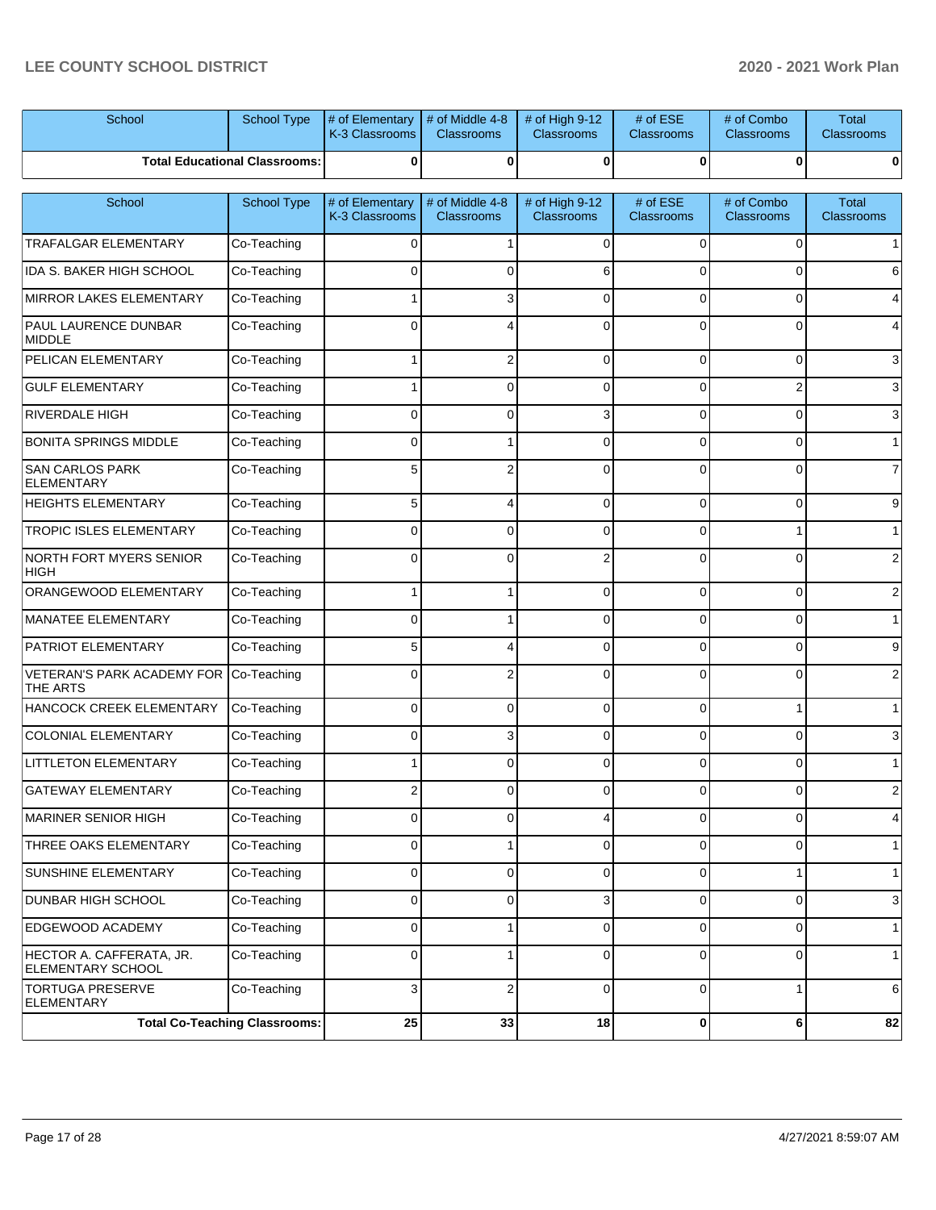| School | School Type | # of Elementary K-3 Classrooms | # of Middle 4-8 Classrooms | # of High 9-12 Classrooms | # of ESE Classrooms | # of Combo Classrooms | Total Classrooms |
|---|---|---|---|---|---|---|---|
| **Total Educational Classrooms:** | | **0** | **0** | **0** | **0** | **0** | **0** |

| School | School Type | # of Elementary K-3 Classrooms | # of Middle 4-8 Classrooms | # of High 9-12 Classrooms | # of ESE Classrooms | # of Combo Classrooms | Total Classrooms |
|---|---|---|---|---|---|---|---|
| TRAFALGAR ELEMENTARY | Co-Teaching | 0 | 1 | 0 | 0 | 0 | 1 |
| IDA S. BAKER HIGH SCHOOL | Co-Teaching | 0 | 0 | 6 | 0 | 0 | 6 |
| MIRROR LAKES ELEMENTARY | Co-Teaching | 1 | 3 | 0 | 0 | 0 | 4 |
| PAUL LAURENCE DUNBAR MIDDLE | Co-Teaching | 0 | 4 | 0 | 0 | 0 | 4 |
| PELICAN ELEMENTARY | Co-Teaching | 1 | 2 | 0 | 0 | 0 | 3 |
| GULF ELEMENTARY | Co-Teaching | 1 | 0 | 0 | 0 | 2 | 3 |
| RIVERDALE HIGH | Co-Teaching | 0 | 0 | 3 | 0 | 0 | 3 |
| BONITA SPRINGS MIDDLE | Co-Teaching | 0 | 1 | 0 | 0 | 0 | 1 |
| SAN CARLOS PARK ELEMENTARY | Co-Teaching | 5 | 2 | 0 | 0 | 0 | 7 |
| HEIGHTS ELEMENTARY | Co-Teaching | 5 | 4 | 0 | 0 | 0 | 9 |
| TROPIC ISLES ELEMENTARY | Co-Teaching | 0 | 0 | 0 | 0 | 1 | 1 |
| NORTH FORT MYERS SENIOR HIGH | Co-Teaching | 0 | 0 | 2 | 0 | 0 | 2 |
| ORANGEWOOD ELEMENTARY | Co-Teaching | 1 | 1 | 0 | 0 | 0 | 2 |
| MANATEE ELEMENTARY | Co-Teaching | 0 | 1 | 0 | 0 | 0 | 1 |
| PATRIOT ELEMENTARY | Co-Teaching | 5 | 4 | 0 | 0 | 0 | 9 |
| VETERAN'S PARK ACADEMY FOR THE ARTS | Co-Teaching | 0 | 2 | 0 | 0 | 0 | 2 |
| HANCOCK CREEK ELEMENTARY | Co-Teaching | 0 | 0 | 0 | 0 | 1 | 1 |
| COLONIAL ELEMENTARY | Co-Teaching | 0 | 3 | 0 | 0 | 0 | 3 |
| LITTLETON ELEMENTARY | Co-Teaching | 1 | 0 | 0 | 0 | 0 | 1 |
| GATEWAY ELEMENTARY | Co-Teaching | 2 | 0 | 0 | 0 | 0 | 2 |
| MARINER SENIOR HIGH | Co-Teaching | 0 | 0 | 4 | 0 | 0 | 4 |
| THREE OAKS ELEMENTARY | Co-Teaching | 0 | 1 | 0 | 0 | 0 | 1 |
| SUNSHINE ELEMENTARY | Co-Teaching | 0 | 0 | 0 | 0 | 1 | 1 |
| DUNBAR HIGH SCHOOL | Co-Teaching | 0 | 0 | 3 | 0 | 0 | 3 |
| EDGEWOOD ACADEMY | Co-Teaching | 0 | 1 | 0 | 0 | 0 | 1 |
| HECTOR A. CAFFERATA, JR. ELEMENTARY SCHOOL | Co-Teaching | 0 | 1 | 0 | 0 | 0 | 1 |
| TORTUGA PRESERVE ELEMENTARY | Co-Teaching | 3 | 2 | 0 | 0 | 1 | 6 |
| **Total Co-Teaching Classrooms:** | | **25** | **33** | **18** | **0** | **6** | **82** |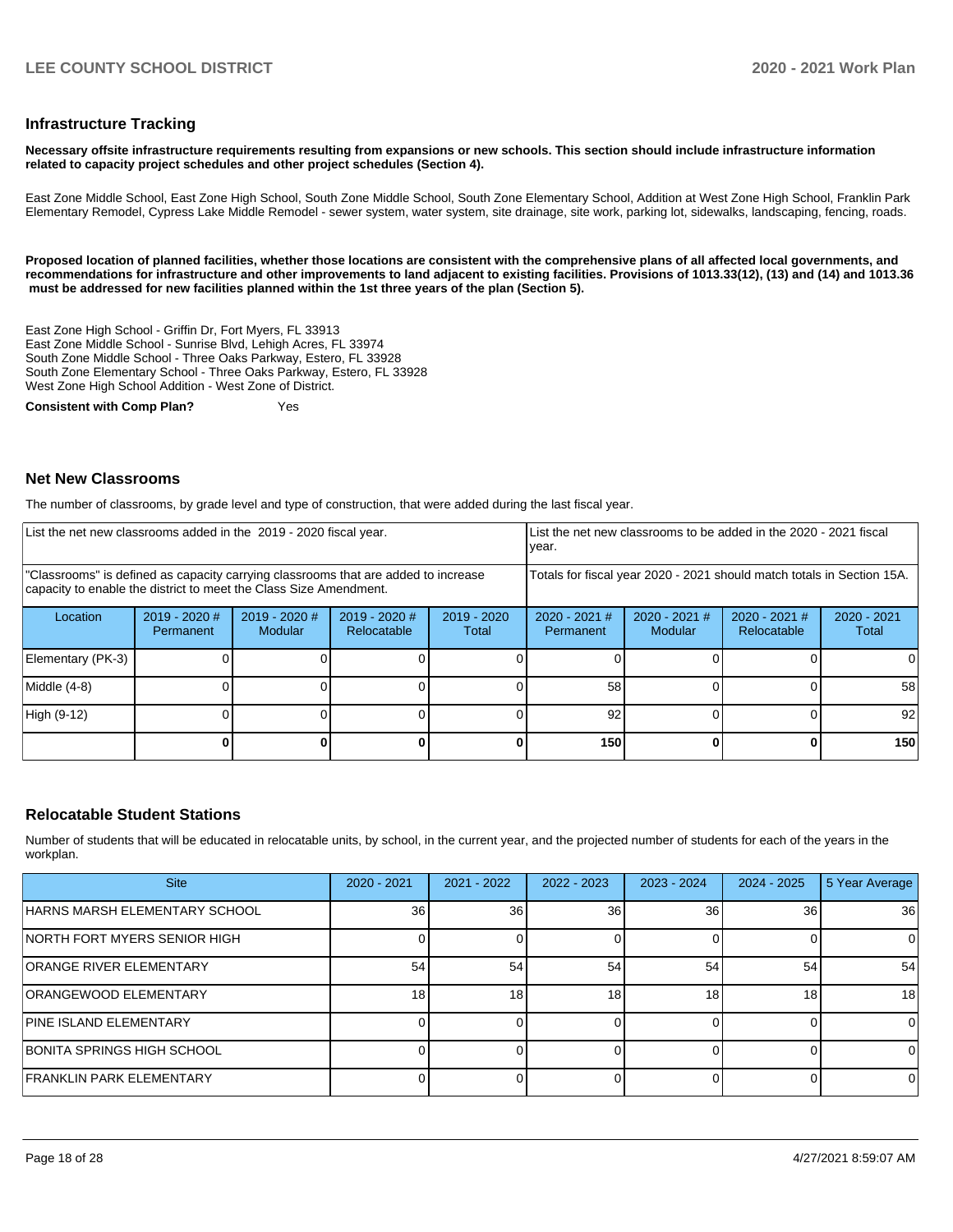## Infrastructure Tracking

**Necessary offsite infrastructure requirements resulting from expansions or new schools. This section should include infrastructure information related to capacity project schedules and other project schedules (Section 4).**

East Zone Middle School, East Zone High School, South Zone Middle School, South Zone Elementary School, Addition at West Zone High School, Franklin Park Elementary Remodel, Cypress Lake Middle Remodel - sewer system, water system, site drainage, site work, parking lot, sidewalks, landscaping, fencing, roads.

**Proposed location of planned facilities, whether those locations are consistent with the comprehensive plans of all affected local governments, and recommendations for infrastructure and other improvements to land adjacent to existing facilities. Provisions of 1013.33(12), (13) and (14) and 1013.36 must be addressed for new facilities planned within the 1st three years of the plan (Section 5).**

East Zone High School - Griffin Dr, Fort Myers, FL 33913
East Zone Middle School - Sunrise Blvd, Lehigh Acres, FL 33974
South Zone Middle School - Three Oaks Parkway, Estero, FL 33928
South Zone Elementary School - Three Oaks Parkway, Estero, FL 33928
West Zone High School Addition - West Zone of District.

**Consistent with Comp Plan?** Yes

## Net New Classrooms

The number of classrooms, by grade level and type of construction, that were added during the last fiscal year.

| List the net new classrooms added in the 2019 - 2020 fiscal year. | | | | | List the net new classrooms to be added in the 2020 - 2021 fiscal year. | | | |
|---|---|---|---|---|---|---|---|---|
| "Classrooms" is defined as capacity carrying classrooms that are added to increase capacity to enable the district to meet the Class Size Amendment. | | | | | Totals for fiscal year 2020 - 2021 should match totals in Section 15A. | | | |
| Location | 2019 - 2020 # Permanent | 2019 - 2020 # Modular | 2019 - 2020 # Relocatable | 2019 - 2020 Total | 2020 - 2021 # Permanent | 2020 - 2021 # Modular | 2020 - 2021 # Relocatable | 2020 - 2021 Total |
| Elementary (PK-3) | 0 | 0 | 0 | 0 | 0 | 0 | 0 | 0 |
| Middle (4-8) | 0 | 0 | 0 | 0 | 58 | 0 | 0 | 58 |
| High (9-12) | 0 | 0 | 0 | 0 | 92 | 0 | 0 | 92 |
| | **0** | **0** | **0** | **0** | **150** | **0** | **0** | **150** |

## Relocatable Student Stations

Number of students that will be educated in relocatable units, by school, in the current year, and the projected number of students for each of the years in the workplan.

| Site | 2020 - 2021 | 2021 - 2022 | 2022 - 2023 | 2023 - 2024 | 2024 - 2025 | 5 Year Average |
|---|---|---|---|---|---|---|
| HARNS MARSH ELEMENTARY SCHOOL | 36 | 36 | 36 | 36 | 36 | 36 |
| NORTH FORT MYERS SENIOR HIGH | 0 | 0 | 0 | 0 | 0 | 0 |
| ORANGE RIVER ELEMENTARY | 54 | 54 | 54 | 54 | 54 | 54 |
| ORANGEWOOD ELEMENTARY | 18 | 18 | 18 | 18 | 18 | 18 |
| PINE ISLAND ELEMENTARY | 0 | 0 | 0 | 0 | 0 | 0 |
| BONITA SPRINGS HIGH SCHOOL | 0 | 0 | 0 | 0 | 0 | 0 |
| FRANKLIN PARK ELEMENTARY | 0 | 0 | 0 | 0 | 0 | 0 |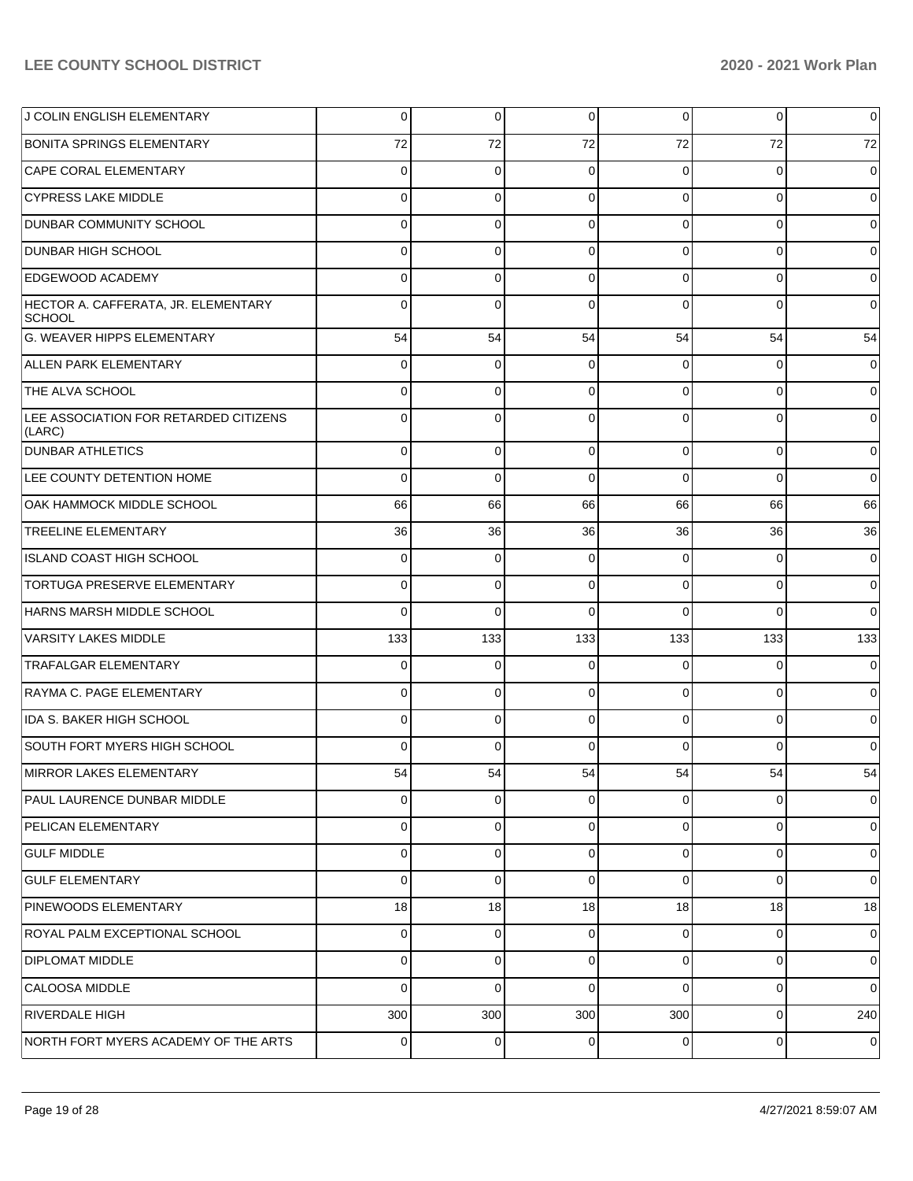| | | | | | | |
|---|---|---|---|---|---|---|
| J COLIN ENGLISH ELEMENTARY | 0 | 0 | 0 | 0 | 0 | 0 |
| BONITA SPRINGS ELEMENTARY | 72 | 72 | 72 | 72 | 72 | 72 |
| CAPE CORAL ELEMENTARY | 0 | 0 | 0 | 0 | 0 | 0 |
| CYPRESS LAKE MIDDLE | 0 | 0 | 0 | 0 | 0 | 0 |
| DUNBAR COMMUNITY SCHOOL | 0 | 0 | 0 | 0 | 0 | 0 |
| DUNBAR HIGH SCHOOL | 0 | 0 | 0 | 0 | 0 | 0 |
| EDGEWOOD ACADEMY | 0 | 0 | 0 | 0 | 0 | 0 |
| HECTOR A. CAFFERATA, JR. ELEMENTARY SCHOOL | 0 | 0 | 0 | 0 | 0 | 0 |
| G. WEAVER HIPPS ELEMENTARY | 54 | 54 | 54 | 54 | 54 | 54 |
| ALLEN PARK ELEMENTARY | 0 | 0 | 0 | 0 | 0 | 0 |
| THE ALVA SCHOOL | 0 | 0 | 0 | 0 | 0 | 0 |
| LEE ASSOCIATION FOR RETARDED CITIZENS (LARC) | 0 | 0 | 0 | 0 | 0 | 0 |
| DUNBAR ATHLETICS | 0 | 0 | 0 | 0 | 0 | 0 |
| LEE COUNTY DETENTION HOME | 0 | 0 | 0 | 0 | 0 | 0 |
| OAK HAMMOCK MIDDLE SCHOOL | 66 | 66 | 66 | 66 | 66 | 66 |
| TREELINE ELEMENTARY | 36 | 36 | 36 | 36 | 36 | 36 |
| ISLAND COAST HIGH SCHOOL | 0 | 0 | 0 | 0 | 0 | 0 |
| TORTUGA PRESERVE ELEMENTARY | 0 | 0 | 0 | 0 | 0 | 0 |
| HARNS MARSH MIDDLE SCHOOL | 0 | 0 | 0 | 0 | 0 | 0 |
| VARSITY LAKES MIDDLE | 133 | 133 | 133 | 133 | 133 | 133 |
| TRAFALGAR ELEMENTARY | 0 | 0 | 0 | 0 | 0 | 0 |
| RAYMA C. PAGE ELEMENTARY | 0 | 0 | 0 | 0 | 0 | 0 |
| IDA S. BAKER HIGH SCHOOL | 0 | 0 | 0 | 0 | 0 | 0 |
| SOUTH FORT MYERS HIGH SCHOOL | 0 | 0 | 0 | 0 | 0 | 0 |
| MIRROR LAKES ELEMENTARY | 54 | 54 | 54 | 54 | 54 | 54 |
| PAUL LAURENCE DUNBAR MIDDLE | 0 | 0 | 0 | 0 | 0 | 0 |
| PELICAN ELEMENTARY | 0 | 0 | 0 | 0 | 0 | 0 |
| GULF MIDDLE | 0 | 0 | 0 | 0 | 0 | 0 |
| GULF ELEMENTARY | 0 | 0 | 0 | 0 | 0 | 0 |
| PINEWOODS ELEMENTARY | 18 | 18 | 18 | 18 | 18 | 18 |
| ROYAL PALM EXCEPTIONAL SCHOOL | 0 | 0 | 0 | 0 | 0 | 0 |
| DIPLOMAT MIDDLE | 0 | 0 | 0 | 0 | 0 | 0 |
| CALOOSA MIDDLE | 0 | 0 | 0 | 0 | 0 | 0 |
| RIVERDALE HIGH | 300 | 300 | 300 | 300 | 0 | 240 |
| NORTH FORT MYERS ACADEMY OF THE ARTS | 0 | 0 | 0 | 0 | 0 | 0 |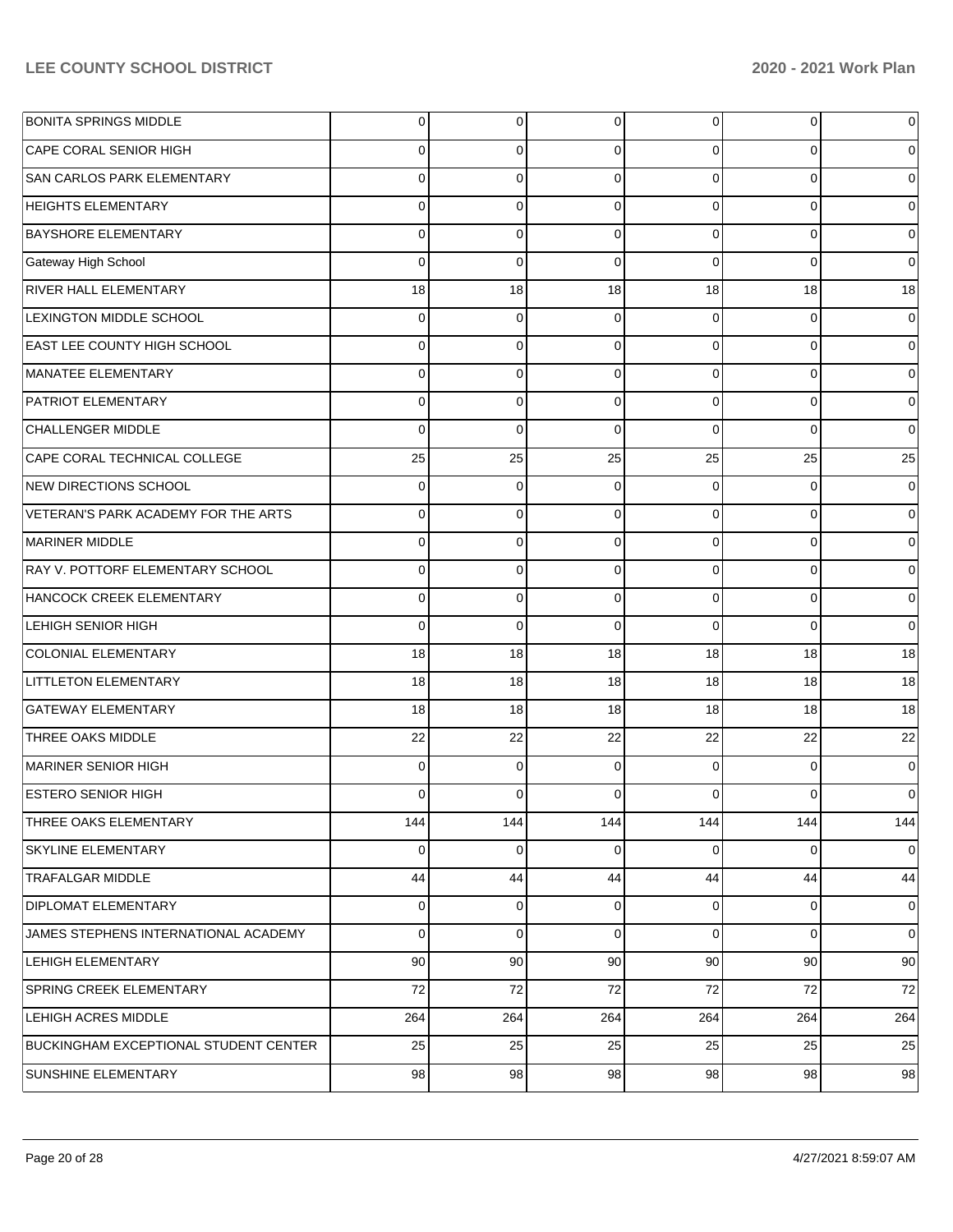| | | | | | | |
|---|---|---|---|---|---|---|
| BONITA SPRINGS MIDDLE | 0 | 0 | 0 | 0 | 0 | 0 |
| CAPE CORAL SENIOR HIGH | 0 | 0 | 0 | 0 | 0 | 0 |
| SAN CARLOS PARK ELEMENTARY | 0 | 0 | 0 | 0 | 0 | 0 |
| HEIGHTS ELEMENTARY | 0 | 0 | 0 | 0 | 0 | 0 |
| BAYSHORE ELEMENTARY | 0 | 0 | 0 | 0 | 0 | 0 |
| Gateway High School | 0 | 0 | 0 | 0 | 0 | 0 |
| RIVER HALL ELEMENTARY | 18 | 18 | 18 | 18 | 18 | 18 |
| LEXINGTON MIDDLE SCHOOL | 0 | 0 | 0 | 0 | 0 | 0 |
| EAST LEE COUNTY HIGH SCHOOL | 0 | 0 | 0 | 0 | 0 | 0 |
| MANATEE ELEMENTARY | 0 | 0 | 0 | 0 | 0 | 0 |
| PATRIOT ELEMENTARY | 0 | 0 | 0 | 0 | 0 | 0 |
| CHALLENGER MIDDLE | 0 | 0 | 0 | 0 | 0 | 0 |
| CAPE CORAL TECHNICAL COLLEGE | 25 | 25 | 25 | 25 | 25 | 25 |
| NEW DIRECTIONS SCHOOL | 0 | 0 | 0 | 0 | 0 | 0 |
| VETERAN'S PARK ACADEMY FOR THE ARTS | 0 | 0 | 0 | 0 | 0 | 0 |
| MARINER MIDDLE | 0 | 0 | 0 | 0 | 0 | 0 |
| RAY V. POTTORF ELEMENTARY SCHOOL | 0 | 0 | 0 | 0 | 0 | 0 |
| HANCOCK CREEK ELEMENTARY | 0 | 0 | 0 | 0 | 0 | 0 |
| LEHIGH SENIOR HIGH | 0 | 0 | 0 | 0 | 0 | 0 |
| COLONIAL ELEMENTARY | 18 | 18 | 18 | 18 | 18 | 18 |
| LITTLETON ELEMENTARY | 18 | 18 | 18 | 18 | 18 | 18 |
| GATEWAY ELEMENTARY | 18 | 18 | 18 | 18 | 18 | 18 |
| THREE OAKS MIDDLE | 22 | 22 | 22 | 22 | 22 | 22 |
| MARINER SENIOR HIGH | 0 | 0 | 0 | 0 | 0 | 0 |
| ESTERO SENIOR HIGH | 0 | 0 | 0 | 0 | 0 | 0 |
| THREE OAKS ELEMENTARY | 144 | 144 | 144 | 144 | 144 | 144 |
| SKYLINE ELEMENTARY | 0 | 0 | 0 | 0 | 0 | 0 |
| TRAFALGAR MIDDLE | 44 | 44 | 44 | 44 | 44 | 44 |
| DIPLOMAT ELEMENTARY | 0 | 0 | 0 | 0 | 0 | 0 |
| JAMES STEPHENS INTERNATIONAL ACADEMY | 0 | 0 | 0 | 0 | 0 | 0 |
| LEHIGH ELEMENTARY | 90 | 90 | 90 | 90 | 90 | 90 |
| SPRING CREEK ELEMENTARY | 72 | 72 | 72 | 72 | 72 | 72 |
| LEHIGH ACRES MIDDLE | 264 | 264 | 264 | 264 | 264 | 264 |
| BUCKINGHAM EXCEPTIONAL STUDENT CENTER | 25 | 25 | 25 | 25 | 25 | 25 |
| SUNSHINE ELEMENTARY | 98 | 98 | 98 | 98 | 98 | 98 |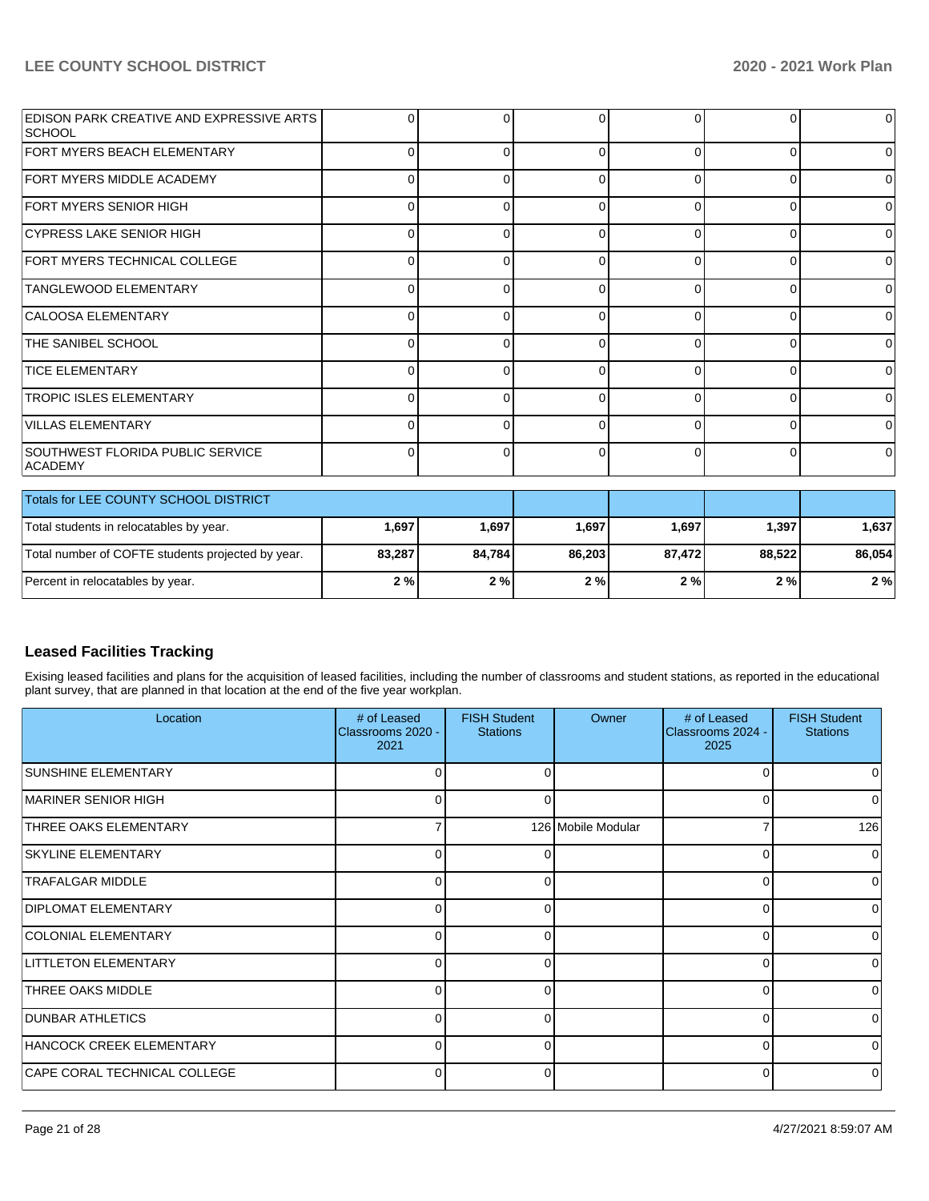| | | | | | | |
|---|---|---|---|---|---|---|
| EDISON PARK CREATIVE AND EXPRESSIVE ARTS SCHOOL | 0 | 0 | 0 | 0 | 0 | 0 |
| FORT MYERS BEACH ELEMENTARY | 0 | 0 | 0 | 0 | 0 | 0 |
| FORT MYERS MIDDLE ACADEMY | 0 | 0 | 0 | 0 | 0 | 0 |
| FORT MYERS SENIOR HIGH | 0 | 0 | 0 | 0 | 0 | 0 |
| CYPRESS LAKE SENIOR HIGH | 0 | 0 | 0 | 0 | 0 | 0 |
| FORT MYERS TECHNICAL COLLEGE | 0 | 0 | 0 | 0 | 0 | 0 |
| TANGLEWOOD ELEMENTARY | 0 | 0 | 0 | 0 | 0 | 0 |
| CALOOSA ELEMENTARY | 0 | 0 | 0 | 0 | 0 | 0 |
| THE SANIBEL SCHOOL | 0 | 0 | 0 | 0 | 0 | 0 |
| TICE ELEMENTARY | 0 | 0 | 0 | 0 | 0 | 0 |
| TROPIC ISLES ELEMENTARY | 0 | 0 | 0 | 0 | 0 | 0 |
| VILLAS ELEMENTARY | 0 | 0 | 0 | 0 | 0 | 0 |
| SOUTHWEST FLORIDA PUBLIC SERVICE ACADEMY | 0 | 0 | 0 | 0 | 0 | 0 |

| Totals for LEE COUNTY SCHOOL DISTRICT | | | | | | |
|---|---|---|---|---|---|---|
| Total students in relocatables by year. | **1,697** | **1,697** | **1,697** | **1,697** | **1,397** | **1,637** |
| Total number of COFTE students projected by year. | **83,287** | **84,784** | **86,203** | **87,472** | **88,522** | **86,054** |
| Percent in relocatables by year. | **2 %** | **2 %** | **2 %** | **2 %** | **2 %** | **2 %** |

## Leased Facilities Tracking

Exising leased facilities and plans for the acquisition of leased facilities, including the number of classrooms and student stations, as reported in the educational plant survey, that are planned in that location at the end of the five year workplan.

| Location | # of Leased Classrooms 2020 - 2021 | FISH Student Stations | Owner | # of Leased Classrooms 2024 - 2025 | FISH Student Stations |
|---|---|---|---|---|---|
| SUNSHINE ELEMENTARY | 0 | 0 | | 0 | 0 |
| MARINER SENIOR HIGH | 0 | 0 | | 0 | 0 |
| THREE OAKS ELEMENTARY | 7 | 126 | Mobile Modular | 7 | 126 |
| SKYLINE ELEMENTARY | 0 | 0 | | 0 | 0 |
| TRAFALGAR MIDDLE | 0 | 0 | | 0 | 0 |
| DIPLOMAT ELEMENTARY | 0 | 0 | | 0 | 0 |
| COLONIAL ELEMENTARY | 0 | 0 | | 0 | 0 |
| LITTLETON ELEMENTARY | 0 | 0 | | 0 | 0 |
| THREE OAKS MIDDLE | 0 | 0 | | 0 | 0 |
| DUNBAR ATHLETICS | 0 | 0 | | 0 | 0 |
| HANCOCK CREEK ELEMENTARY | 0 | 0 | | 0 | 0 |
| CAPE CORAL TECHNICAL COLLEGE | 0 | 0 | | 0 | 0 |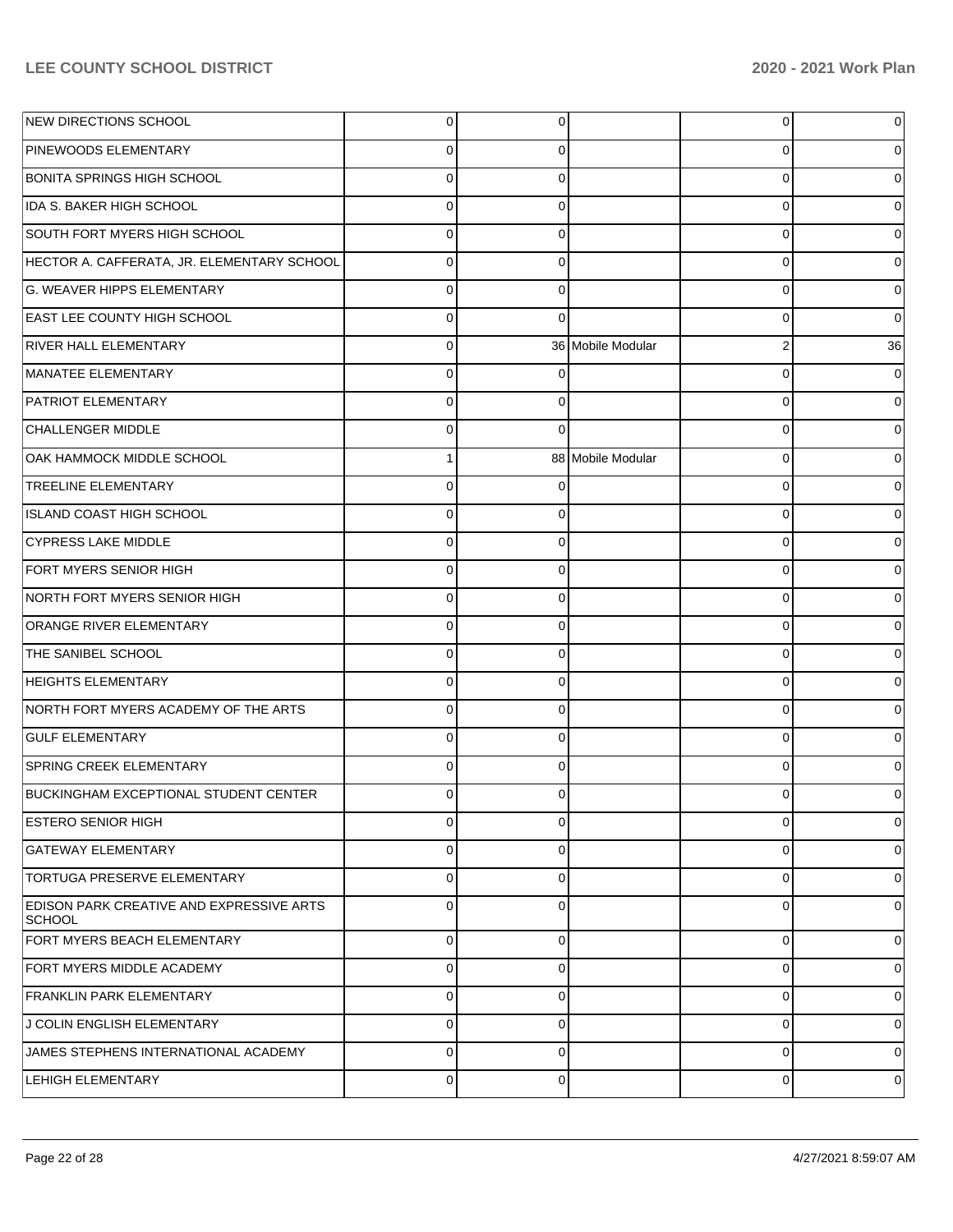| | | | | | |
|---|---|---|---|---|---|
| NEW DIRECTIONS SCHOOL | 0 | 0 | | 0 | 0 |
| PINEWOODS ELEMENTARY | 0 | 0 | | 0 | 0 |
| BONITA SPRINGS HIGH SCHOOL | 0 | 0 | | 0 | 0 |
| IDA S. BAKER HIGH SCHOOL | 0 | 0 | | 0 | 0 |
| SOUTH FORT MYERS HIGH SCHOOL | 0 | 0 | | 0 | 0 |
| HECTOR A. CAFFERATA, JR. ELEMENTARY SCHOOL | 0 | 0 | | 0 | 0 |
| G. WEAVER HIPPS ELEMENTARY | 0 | 0 | | 0 | 0 |
| EAST LEE COUNTY HIGH SCHOOL | 0 | 0 | | 0 | 0 |
| RIVER HALL ELEMENTARY | 0 | 36 | Mobile Modular | 2 | 36 |
| MANATEE ELEMENTARY | 0 | 0 | | 0 | 0 |
| PATRIOT ELEMENTARY | 0 | 0 | | 0 | 0 |
| CHALLENGER MIDDLE | 0 | 0 | | 0 | 0 |
| OAK HAMMOCK MIDDLE SCHOOL | 1 | 88 | Mobile Modular | 0 | 0 |
| TREELINE ELEMENTARY | 0 | 0 | | 0 | 0 |
| ISLAND COAST HIGH SCHOOL | 0 | 0 | | 0 | 0 |
| CYPRESS LAKE MIDDLE | 0 | 0 | | 0 | 0 |
| FORT MYERS SENIOR HIGH | 0 | 0 | | 0 | 0 |
| NORTH FORT MYERS SENIOR HIGH | 0 | 0 | | 0 | 0 |
| ORANGE RIVER ELEMENTARY | 0 | 0 | | 0 | 0 |
| THE SANIBEL SCHOOL | 0 | 0 | | 0 | 0 |
| HEIGHTS ELEMENTARY | 0 | 0 | | 0 | 0 |
| NORTH FORT MYERS ACADEMY OF THE ARTS | 0 | 0 | | 0 | 0 |
| GULF ELEMENTARY | 0 | 0 | | 0 | 0 |
| SPRING CREEK ELEMENTARY | 0 | 0 | | 0 | 0 |
| BUCKINGHAM EXCEPTIONAL STUDENT CENTER | 0 | 0 | | 0 | 0 |
| ESTERO SENIOR HIGH | 0 | 0 | | 0 | 0 |
| GATEWAY ELEMENTARY | 0 | 0 | | 0 | 0 |
| TORTUGA PRESERVE ELEMENTARY | 0 | 0 | | 0 | 0 |
| EDISON PARK CREATIVE AND EXPRESSIVE ARTS SCHOOL | 0 | 0 | | 0 | 0 |
| FORT MYERS BEACH ELEMENTARY | 0 | 0 | | 0 | 0 |
| FORT MYERS MIDDLE ACADEMY | 0 | 0 | | 0 | 0 |
| FRANKLIN PARK ELEMENTARY | 0 | 0 | | 0 | 0 |
| J COLIN ENGLISH ELEMENTARY | 0 | 0 | | 0 | 0 |
| JAMES STEPHENS INTERNATIONAL ACADEMY | 0 | 0 | | 0 | 0 |
| LEHIGH ELEMENTARY | 0 | 0 | | 0 | 0 |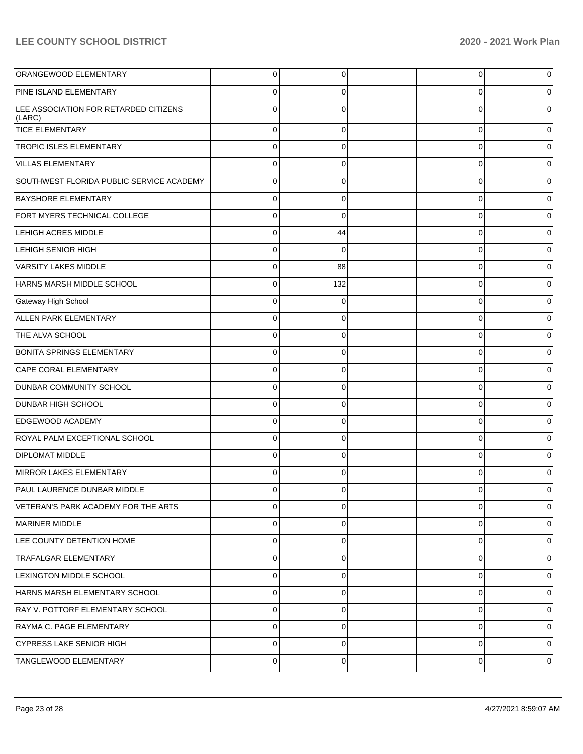| | | | | | |
|---|---|---|---|---|---|
| ORANGEWOOD ELEMENTARY | 0 | 0 | | 0 | 0 |
| PINE ISLAND ELEMENTARY | 0 | 0 | | 0 | 0 |
| LEE ASSOCIATION FOR RETARDED CITIZENS (LARC) | 0 | 0 | | 0 | 0 |
| TICE ELEMENTARY | 0 | 0 | | 0 | 0 |
| TROPIC ISLES ELEMENTARY | 0 | 0 | | 0 | 0 |
| VILLAS ELEMENTARY | 0 | 0 | | 0 | 0 |
| SOUTHWEST FLORIDA PUBLIC SERVICE ACADEMY | 0 | 0 | | 0 | 0 |
| BAYSHORE ELEMENTARY | 0 | 0 | | 0 | 0 |
| FORT MYERS TECHNICAL COLLEGE | 0 | 0 | | 0 | 0 |
| LEHIGH ACRES MIDDLE | 0 | 44 | | 0 | 0 |
| LEHIGH SENIOR HIGH | 0 | 0 | | 0 | 0 |
| VARSITY LAKES MIDDLE | 0 | 88 | | 0 | 0 |
| HARNS MARSH MIDDLE SCHOOL | 0 | 132 | | 0 | 0 |
| Gateway High School | 0 | 0 | | 0 | 0 |
| ALLEN PARK ELEMENTARY | 0 | 0 | | 0 | 0 |
| THE ALVA SCHOOL | 0 | 0 | | 0 | 0 |
| BONITA SPRINGS ELEMENTARY | 0 | 0 | | 0 | 0 |
| CAPE CORAL ELEMENTARY | 0 | 0 | | 0 | 0 |
| DUNBAR COMMUNITY SCHOOL | 0 | 0 | | 0 | 0 |
| DUNBAR HIGH SCHOOL | 0 | 0 | | 0 | 0 |
| EDGEWOOD ACADEMY | 0 | 0 | | 0 | 0 |
| ROYAL PALM EXCEPTIONAL SCHOOL | 0 | 0 | | 0 | 0 |
| DIPLOMAT MIDDLE | 0 | 0 | | 0 | 0 |
| MIRROR LAKES ELEMENTARY | 0 | 0 | | 0 | 0 |
| PAUL LAURENCE DUNBAR MIDDLE | 0 | 0 | | 0 | 0 |
| VETERAN'S PARK ACADEMY FOR THE ARTS | 0 | 0 | | 0 | 0 |
| MARINER MIDDLE | 0 | 0 | | 0 | 0 |
| LEE COUNTY DETENTION HOME | 0 | 0 | | 0 | 0 |
| TRAFALGAR ELEMENTARY | 0 | 0 | | 0 | 0 |
| LEXINGTON MIDDLE SCHOOL | 0 | 0 | | 0 | 0 |
| HARNS MARSH ELEMENTARY SCHOOL | 0 | 0 | | 0 | 0 |
| RAY V. POTTORF ELEMENTARY SCHOOL | 0 | 0 | | 0 | 0 |
| RAYMA C. PAGE ELEMENTARY | 0 | 0 | | 0 | 0 |
| CYPRESS LAKE SENIOR HIGH | 0 | 0 | | 0 | 0 |
| TANGLEWOOD ELEMENTARY | 0 | 0 | | 0 | 0 |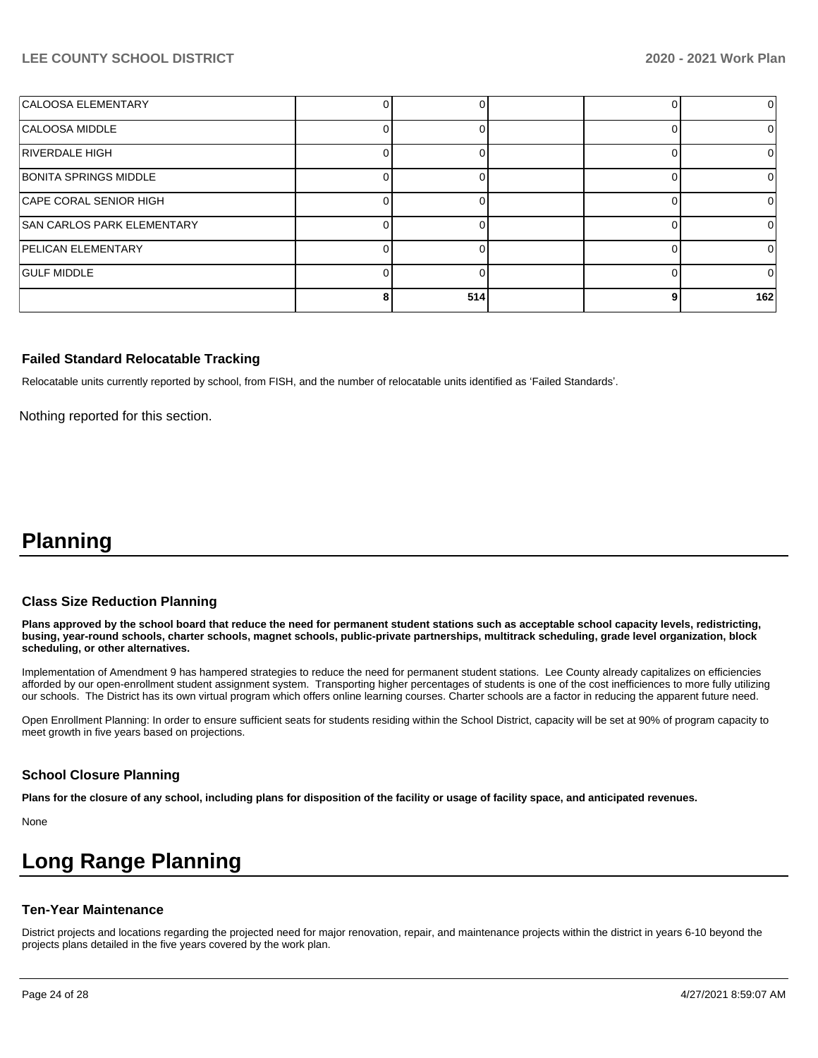| | | | | | |
|---|---|---|---|---|---|
| CALOOSA ELEMENTARY | 0 | 0 | | 0 | 0 |
| CALOOSA MIDDLE | 0 | 0 | | 0 | 0 |
| RIVERDALE HIGH | 0 | 0 | | 0 | 0 |
| BONITA SPRINGS MIDDLE | 0 | 0 | | 0 | 0 |
| CAPE CORAL SENIOR HIGH | 0 | 0 | | 0 | 0 |
| SAN CARLOS PARK ELEMENTARY | 0 | 0 | | 0 | 0 |
| PELICAN ELEMENTARY | 0 | 0 | | 0 | 0 |
| GULF MIDDLE | 0 | 0 | | 0 | 0 |
| | 8 | 514 | | 9 | 162 |

### Failed Standard Relocatable Tracking

Relocatable units currently reported by school, from FISH, and the number of relocatable units identified as 'Failed Standards'.

Nothing reported for this section.

# Planning

### Class Size Reduction Planning

**Plans approved by the school board that reduce the need for permanent student stations such as acceptable school capacity levels, redistricting, busing, year-round schools, charter schools, magnet schools, public-private partnerships, multitrack scheduling, grade level organization, block scheduling, or other alternatives.**

Implementation of Amendment 9 has hampered strategies to reduce the need for permanent student stations. Lee County already capitalizes on efficiencies afforded by our open-enrollment student assignment system. Transporting higher percentages of students is one of the cost inefficiences to more fully utilizing our schools. The District has its own virtual program which offers online learning courses. Charter schools are a factor in reducing the apparent future need.

Open Enrollment Planning: In order to ensure sufficient seats for students residing within the School District, capacity will be set at 90% of program capacity to meet growth in five years based on projections.

### School Closure Planning

**Plans for the closure of any school, including plans for disposition of the facility or usage of facility space, and anticipated revenues.**

None

# Long Range Planning

### Ten-Year Maintenance

District projects and locations regarding the projected need for major renovation, repair, and maintenance projects within the district in years 6-10 beyond the projects plans detailed in the five years covered by the work plan.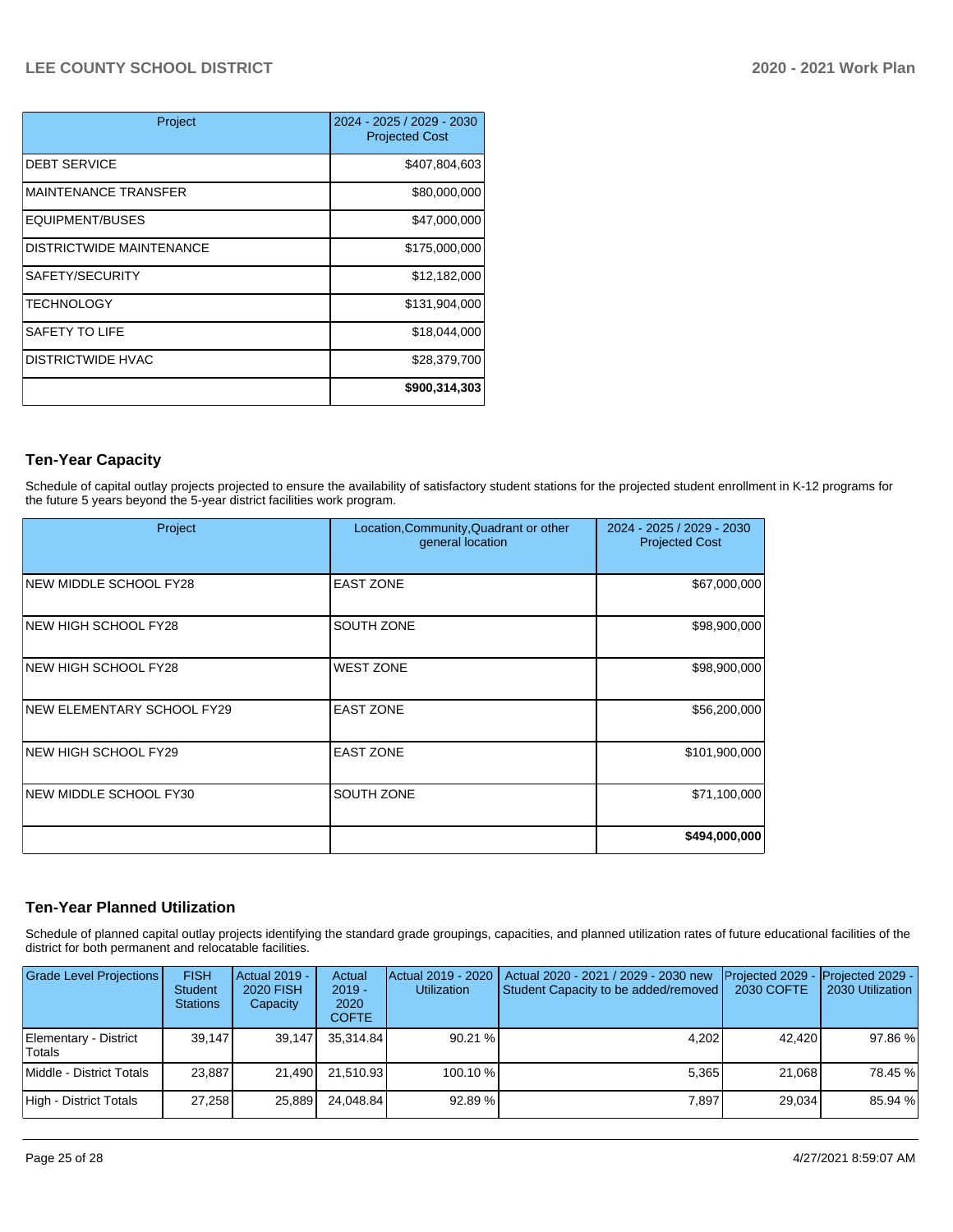| Project | 2024 - 2025 / 2029 - 2030 Projected Cost |
|---|---|
| DEBT SERVICE | $407,804,603 |
| MAINTENANCE TRANSFER | $80,000,000 |
| EQUIPMENT/BUSES | $47,000,000 |
| DISTRICTWIDE MAINTENANCE | $175,000,000 |
| SAFETY/SECURITY | $12,182,000 |
| TECHNOLOGY | $131,904,000 |
| SAFETY TO LIFE | $18,044,000 |
| DISTRICTWIDE HVAC | $28,379,700 |
| | **$900,314,303** |

## Ten-Year Capacity

Schedule of capital outlay projects projected to ensure the availability of satisfactory student stations for the projected student enrollment in K-12 programs for the future 5 years beyond the 5-year district facilities work program.

| Project | Location,Community,Quadrant or other general location | 2024 - 2025 / 2029 - 2030 Projected Cost |
|---|---|---|
| NEW MIDDLE SCHOOL FY28 | EAST ZONE | $67,000,000 |
| NEW HIGH SCHOOL FY28 | SOUTH ZONE | $98,900,000 |
| NEW HIGH SCHOOL FY28 | WEST ZONE | $98,900,000 |
| NEW ELEMENTARY SCHOOL FY29 | EAST ZONE | $56,200,000 |
| NEW HIGH SCHOOL FY29 | EAST ZONE | $101,900,000 |
| NEW MIDDLE SCHOOL FY30 | SOUTH ZONE | $71,100,000 |
| | | **$494,000,000** |

## Ten-Year Planned Utilization

Schedule of planned capital outlay projects identifying the standard grade groupings, capacities, and planned utilization rates of future educational facilities of the district for both permanent and relocatable facilities.

| Grade Level Projections | FISH Student Stations | Actual 2019 - 2020 FISH Capacity | Actual 2019 - 2020 COFTE | Actual 2019 - 2020 Utilization | Actual 2020 - 2021 / 2029 - 2030 new Student Capacity to be added/removed | Projected 2029 - 2030 COFTE | Projected 2029 - 2030 Utilization |
|---|---|---|---|---|---|---|---|
| Elementary - District Totals | 39,147 | 39,147 | 35,314.84 | 90.21 % | 4,202 | 42,420 | 97.86 % |
| Middle - District Totals | 23,887 | 21,490 | 21,510.93 | 100.10 % | 5,365 | 21,068 | 78.45 % |
| High - District Totals | 27,258 | 25,889 | 24,048.84 | 92.89 % | 7,897 | 29,034 | 85.94 % |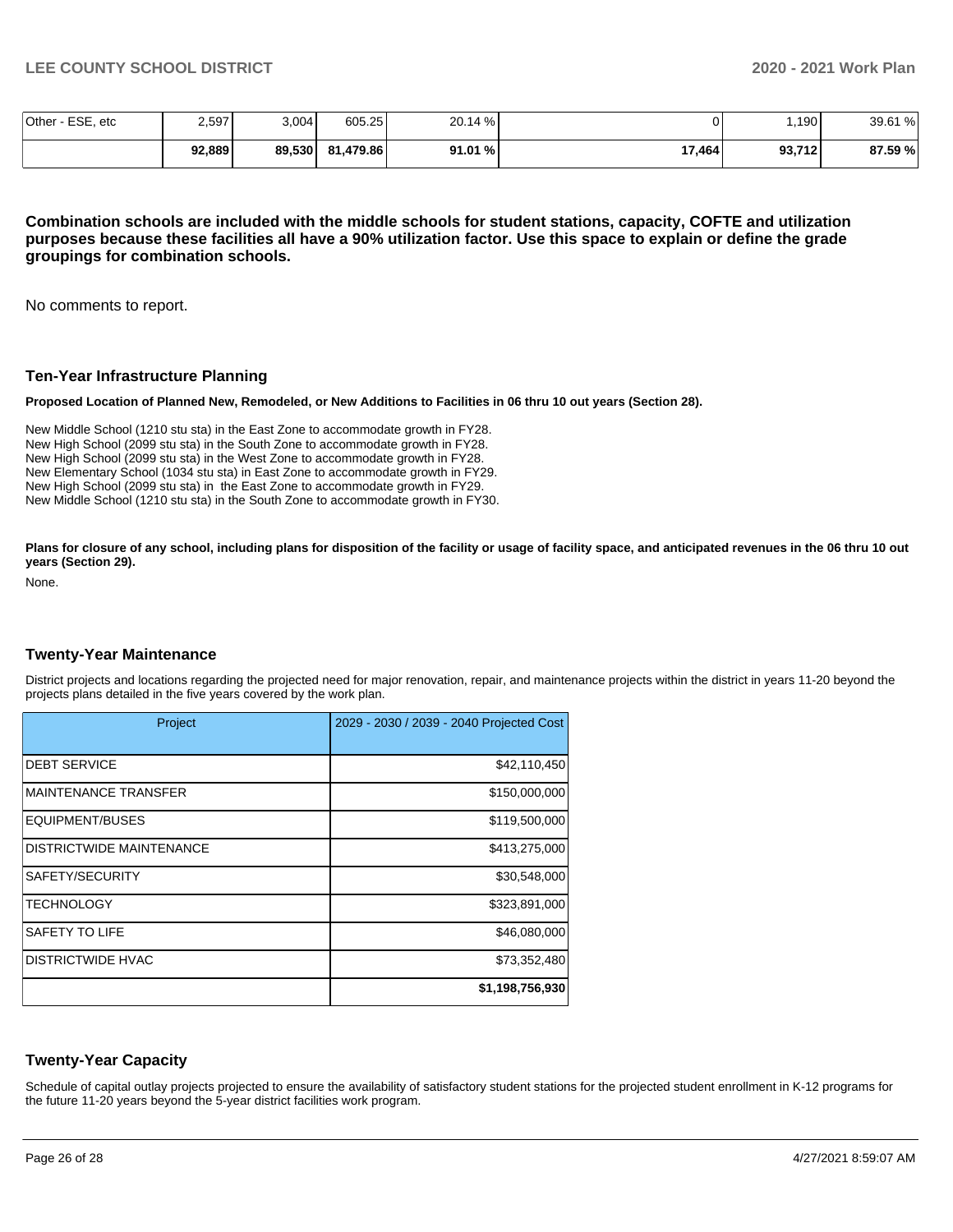| | | | | | | | |
|---|---|---|---|---|---|---|---|
| Other - ESE, etc | 2,597 | 3,004 | 605.25 | 20.14 % | 0 | 1,190 | 39.61 % |
| | **92,889** | **89,530** | **81,479.86** | **91.01 %** | **17,464** | **93,712** | **87.59 %** |

**Combination schools are included with the middle schools for student stations, capacity, COFTE and utilization purposes because these facilities all have a 90% utilization factor. Use this space to explain or define the grade groupings for combination schools.**

No comments to report.

## Ten-Year Infrastructure Planning

**Proposed Location of Planned New, Remodeled, or New Additions to Facilities in 06 thru 10 out years (Section 28).**

New Middle School (1210 stu sta) in the East Zone to accommodate growth in FY28.
New High School (2099 stu sta) in the South Zone to accommodate growth in FY28.
New High School (2099 stu sta) in the West Zone to accommodate growth in FY28.
New Elementary School (1034 stu sta) in East Zone to accommodate growth in FY29.
New High School (2099 stu sta) in the East Zone to accommodate growth in FY29.
New Middle School (1210 stu sta) in the South Zone to accommodate growth in FY30.

**Plans for closure of any school, including plans for disposition of the facility or usage of facility space, and anticipated revenues in the 06 thru 10 out years (Section 29).**

None.

## Twenty-Year Maintenance

District projects and locations regarding the projected need for major renovation, repair, and maintenance projects within the district in years 11-20 beyond the projects plans detailed in the five years covered by the work plan.

| Project | 2029 - 2030 / 2039 - 2040 Projected Cost |
|---|---|
| DEBT SERVICE | $42,110,450 |
| MAINTENANCE TRANSFER | $150,000,000 |
| EQUIPMENT/BUSES | $119,500,000 |
| DISTRICTWIDE MAINTENANCE | $413,275,000 |
| SAFETY/SECURITY | $30,548,000 |
| TECHNOLOGY | $323,891,000 |
| SAFETY TO LIFE | $46,080,000 |
| DISTRICTWIDE HVAC | $73,352,480 |
| | **$1,198,756,930** |

## Twenty-Year Capacity

Schedule of capital outlay projects projected to ensure the availability of satisfactory student stations for the projected student enrollment in K-12 programs for the future 11-20 years beyond the 5-year district facilities work program.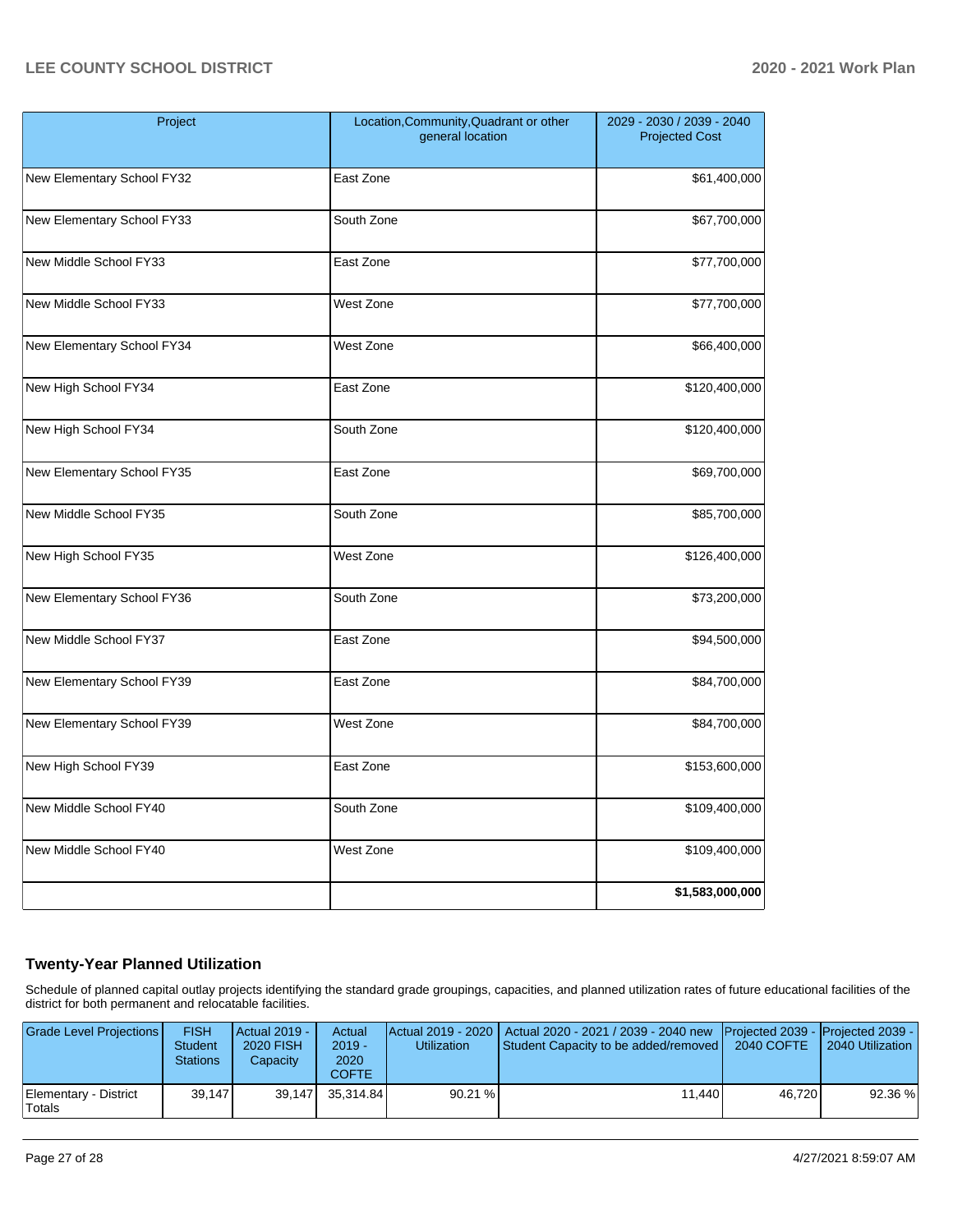| Project | Location,Community,Quadrant or other general location | 2029 - 2030 / 2039 - 2040 Projected Cost |
|---|---|---|
| New Elementary School FY32 | East Zone | $61,400,000 |
| New Elementary School FY33 | South Zone | $67,700,000 |
| New Middle School FY33 | East Zone | $77,700,000 |
| New Middle School FY33 | West Zone | $77,700,000 |
| New Elementary School FY34 | West Zone | $66,400,000 |
| New High School FY34 | East Zone | $120,400,000 |
| New High School FY34 | South Zone | $120,400,000 |
| New Elementary School FY35 | East Zone | $69,700,000 |
| New Middle School FY35 | South Zone | $85,700,000 |
| New High School FY35 | West Zone | $126,400,000 |
| New Elementary School FY36 | South Zone | $73,200,000 |
| New Middle School FY37 | East Zone | $94,500,000 |
| New Elementary School FY39 | East Zone | $84,700,000 |
| New Elementary School FY39 | West Zone | $84,700,000 |
| New High School FY39 | East Zone | $153,600,000 |
| New Middle School FY40 | South Zone | $109,400,000 |
| New Middle School FY40 | West Zone | $109,400,000 |
| | | **$1,583,000,000** |

## Twenty-Year Planned Utilization

Schedule of planned capital outlay projects identifying the standard grade groupings, capacities, and planned utilization rates of future educational facilities of the district for both permanent and relocatable facilities.

| Grade Level Projections | FISH Student Stations | Actual 2019 - 2020 FISH Capacity | Actual 2019 - 2020 COFTE | Actual 2019 - 2020 Utilization | Actual 2020 - 2021 / 2039 - 2040 new Student Capacity to be added/removed | Projected 2039 - 2040 COFTE | Projected 2039 - 2040 Utilization |
|---|---|---|---|---|---|---|---|
| Elementary - District Totals | 39,147 | 39,147 | 35,314.84 | 90.21 % | 11,440 | 46,720 | 92.36 % |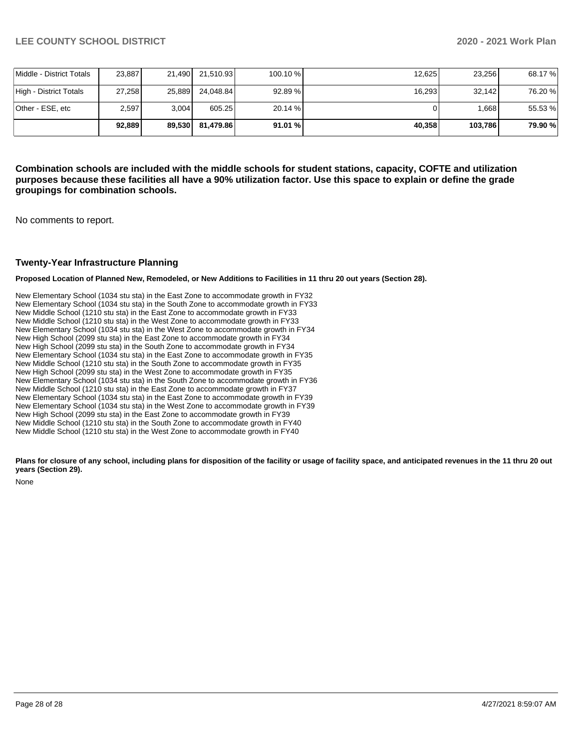| | | | | | | | |
|---|---|---|---|---|---|---|---|
| Middle - District Totals | 23,887 | 21,490 | 21,510.93 | 100.10 % | 12,625 | 23,256 | 68.17 % |
| High - District Totals | 27,258 | 25,889 | 24,048.84 | 92.89 % | 16,293 | 32,142 | 76.20 % |
| Other - ESE, etc | 2,597 | 3,004 | 605.25 | 20.14 % | 0 | 1,668 | 55.53 % |
| | **92,889** | **89,530** | **81,479.86** | **91.01 %** | **40,358** | **103,786** | **79.90 %** |

**Combination schools are included with the middle schools for student stations, capacity, COFTE and utilization purposes because these facilities all have a 90% utilization factor. Use this space to explain or define the grade groupings for combination schools.**

No comments to report.

### Twenty-Year Infrastructure Planning

**Proposed Location of Planned New, Remodeled, or New Additions to Facilities in 11 thru 20 out years (Section 28).**

New Elementary School (1034 stu sta) in the East Zone to accommodate growth in FY32
New Elementary School (1034 stu sta) in the South Zone to accommodate growth in FY33
New Middle School (1210 stu sta) in the East Zone to accommodate growth in FY33
New Middle School (1210 stu sta) in the West Zone to accommodate growth in FY33
New Elementary School (1034 stu sta) in the West Zone to accommodate growth in FY34
New High School (2099 stu sta) in the East Zone to accommodate growth in FY34
New High School (2099 stu sta) in the South Zone to accommodate growth in FY34
New Elementary School (1034 stu sta) in the East Zone to accommodate growth in FY35
New Middle School (1210 stu sta) in the South Zone to accommodate growth in FY35
New High School (2099 stu sta) in the West Zone to accommodate growth in FY35
New Elementary School (1034 stu sta) in the South Zone to accommodate growth in FY36
New Middle School (1210 stu sta) in the East Zone to accommodate growth in FY37
New Elementary School (1034 stu sta) in the East Zone to accommodate growth in FY39
New Elementary School (1034 stu sta) in the West Zone to accommodate growth in FY39
New High School (2099 stu sta) in the East Zone to accommodate growth in FY39
New Middle School (1210 stu sta) in the South Zone to accommodate growth in FY40
New Middle School (1210 stu sta) in the West Zone to accommodate growth in FY40

**Plans for closure of any school, including plans for disposition of the facility or usage of facility space, and anticipated revenues in the 11 thru 20 out years (Section 29).**

None